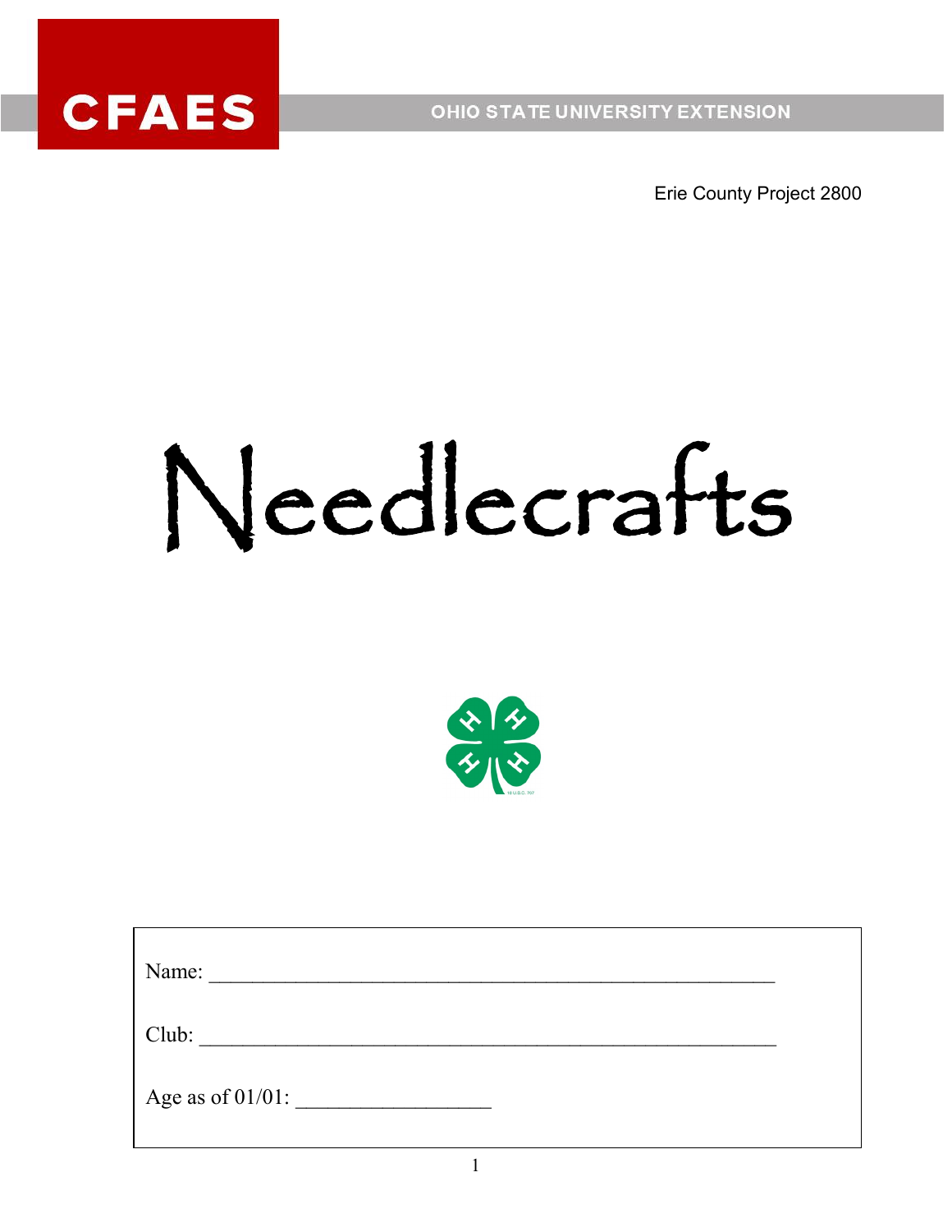CFAES

OHIO STATE UNIVERSITY EXTENSION

Erie County Project 2800

# Needlecrafts

Name: ___________________________________________________

Club: ____________________________________________________

Age as of 01/01: _________________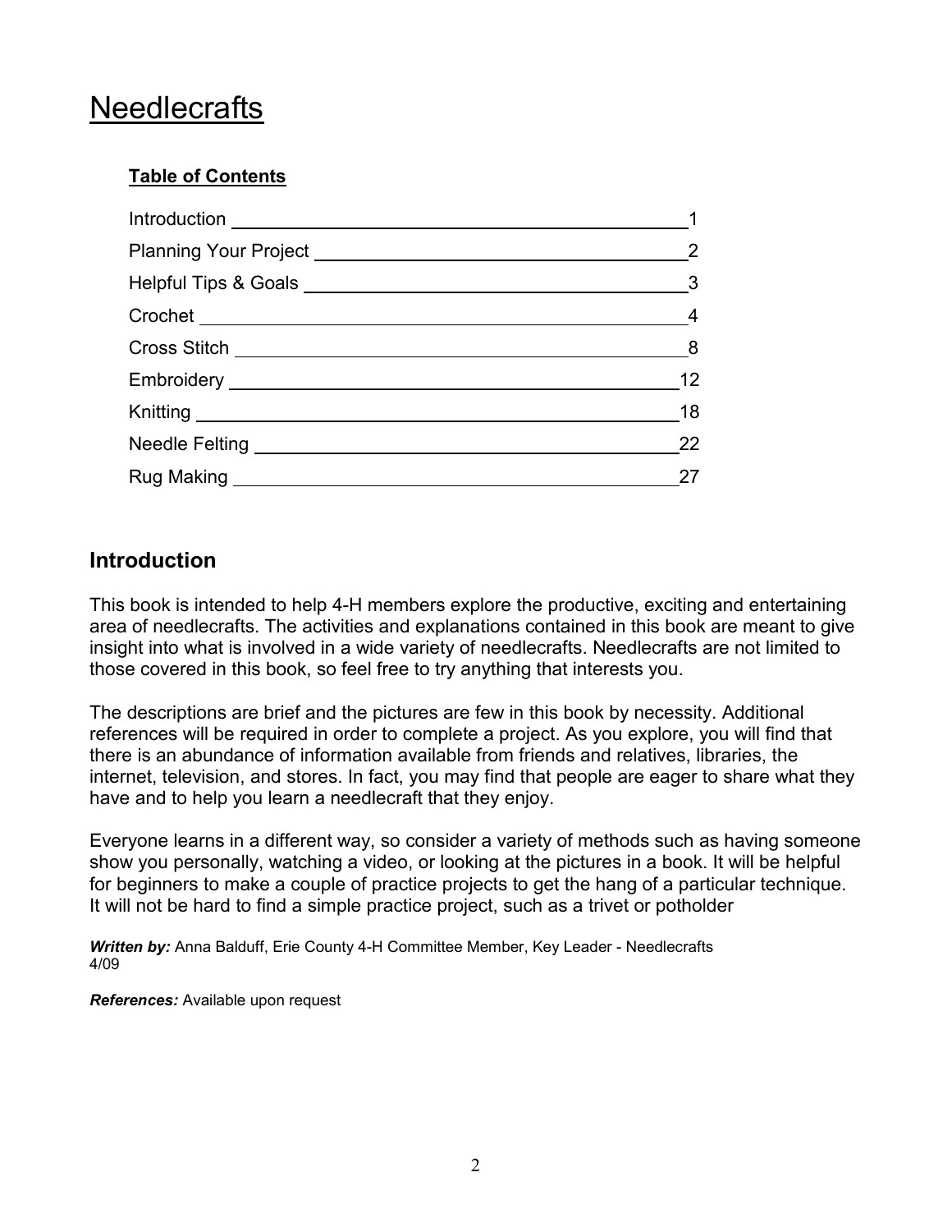# Needlecrafts

**Table of Contents**

| | |
|---|---|
| Introduction | 1 |
| Planning Your Project | 2 |
| Helpful Tips & Goals | 3 |
| Crochet | 4 |
| Cross Stitch | 8 |
| Embroidery | 12 |
| Knitting | 18 |
| Needle Felting | 22 |
| Rug Making | 27 |

## Introduction

This book is intended to help 4-H members explore the productive, exciting and entertaining area of needlecrafts. The activities and explanations contained in this book are meant to give insight into what is involved in a wide variety of needlecrafts. Needlecrafts are not limited to those covered in this book, so feel free to try anything that interests you.

The descriptions are brief and the pictures are few in this book by necessity. Additional references will be required in order to complete a project. As you explore, you will find that there is an abundance of information available from friends and relatives, libraries, the internet, television, and stores. In fact, you may find that people are eager to share what they have and to help you learn a needlecraft that they enjoy.

Everyone learns in a different way, so consider a variety of methods such as having someone show you personally, watching a video, or looking at the pictures in a book. It will be helpful for beginners to make a couple of practice projects to get the hang of a particular technique. It will not be hard to find a simple practice project, such as a trivet or potholder

***Written by:*** Anna Balduff, Erie County 4-H Committee Member, Key Leader - Needlecrafts
4/09

***References:*** Available upon request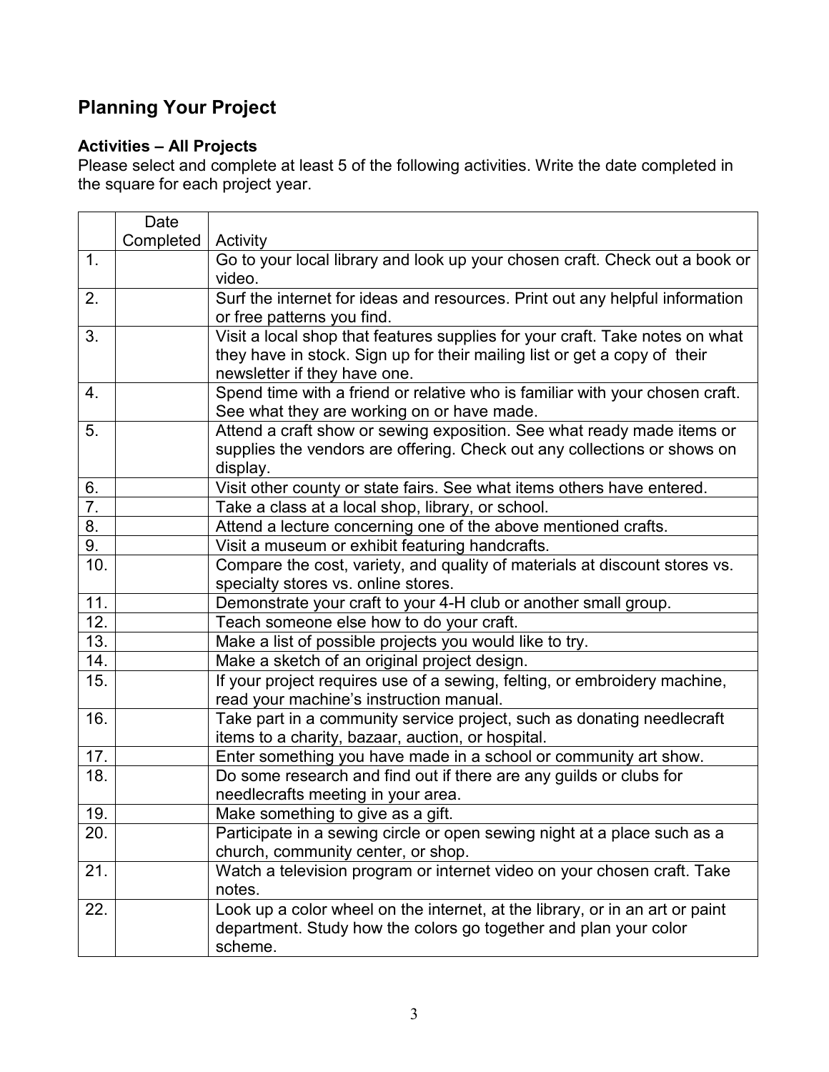## Planning Your Project

### Activities – All Projects

Please select and complete at least 5 of the following activities. Write the date completed in the square for each project year.

| | Date Completed | Activity |
|---|---|---|
| 1. | | Go to your local library and look up your chosen craft. Check out a book or video. |
| 2. | | Surf the internet for ideas and resources. Print out any helpful information or free patterns you find. |
| 3. | | Visit a local shop that features supplies for your craft. Take notes on what they have in stock. Sign up for their mailing list or get a copy of their newsletter if they have one. |
| 4. | | Spend time with a friend or relative who is familiar with your chosen craft. See what they are working on or have made. |
| 5. | | Attend a craft show or sewing exposition. See what ready made items or supplies the vendors are offering. Check out any collections or shows on display. |
| 6. | | Visit other county or state fairs. See what items others have entered. |
| 7. | | Take a class at a local shop, library, or school. |
| 8. | | Attend a lecture concerning one of the above mentioned crafts. |
| 9. | | Visit a museum or exhibit featuring handcrafts. |
| 10. | | Compare the cost, variety, and quality of materials at discount stores vs. specialty stores vs. online stores. |
| 11. | | Demonstrate your craft to your 4-H club or another small group. |
| 12. | | Teach someone else how to do your craft. |
| 13. | | Make a list of possible projects you would like to try. |
| 14. | | Make a sketch of an original project design. |
| 15. | | If your project requires use of a sewing, felting, or embroidery machine, read your machine's instruction manual. |
| 16. | | Take part in a community service project, such as donating needlecraft items to a charity, bazaar, auction, or hospital. |
| 17. | | Enter something you have made in a school or community art show. |
| 18. | | Do some research and find out if there are any guilds or clubs for needlecrafts meeting in your area. |
| 19. | | Make something to give as a gift. |
| 20. | | Participate in a sewing circle or open sewing night at a place such as a church, community center, or shop. |
| 21. | | Watch a television program or internet video on your chosen craft. Take notes. |
| 22. | | Look up a color wheel on the internet, at the library, or in an art or paint department. Study how the colors go together and plan your color scheme. |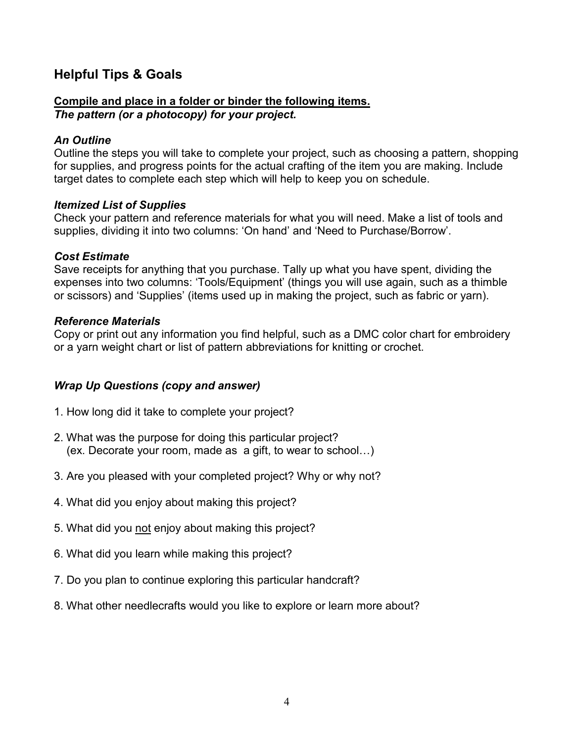## Helpful Tips & Goals

**Compile and place in a folder or binder the following items.**
***The pattern (or a photocopy) for your project.***

***An Outline***
Outline the steps you will take to complete your project, such as choosing a pattern, shopping for supplies, and progress points for the actual crafting of the item you are making. Include target dates to complete each step which will help to keep you on schedule.

***Itemized List of Supplies***
Check your pattern and reference materials for what you will need. Make a list of tools and supplies, dividing it into two columns: 'On hand' and 'Need to Purchase/Borrow'.

***Cost Estimate***
Save receipts for anything that you purchase. Tally up what you have spent, dividing the expenses into two columns: 'Tools/Equipment' (things you will use again, such as a thimble or scissors) and 'Supplies' (items used up in making the project, such as fabric or yarn).

***Reference Materials***
Copy or print out any information you find helpful, such as a DMC color chart for embroidery or a yarn weight chart or list of pattern abbreviations for knitting or crochet.

***Wrap Up Questions (copy and answer)***

1. How long did it take to complete your project?
2. What was the purpose for doing this particular project?
   (ex. Decorate your room, made as a gift, to wear to school…)
3. Are you pleased with your completed project? Why or why not?
4. What did you enjoy about making this project?
5. What did you <u>not</u> enjoy about making this project?
6. What did you learn while making this project?
7. Do you plan to continue exploring this particular handcraft?
8. What other needlecrafts would you like to explore or learn more about?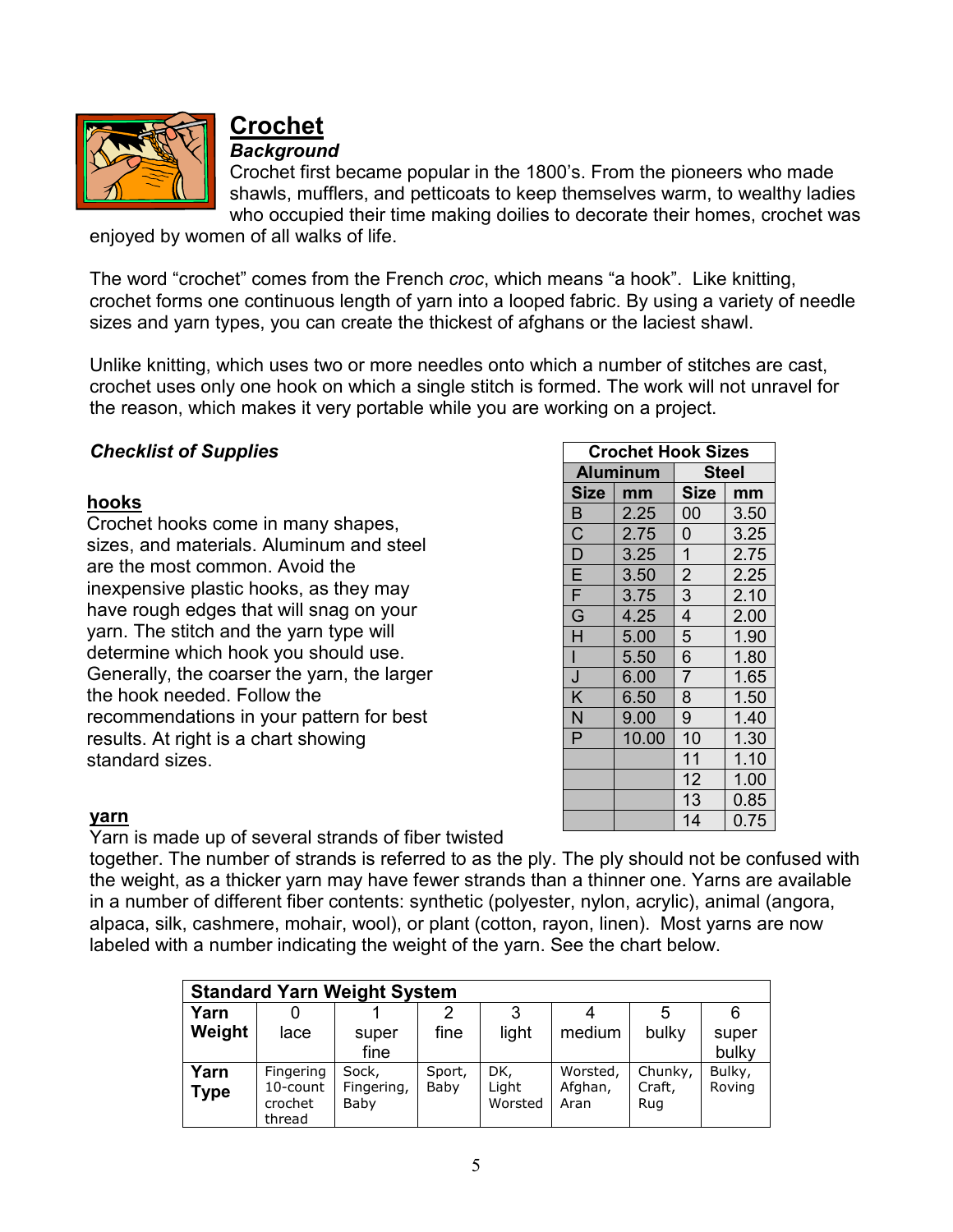# Crochet

### *Background*

Crochet first became popular in the 1800's. From the pioneers who made shawls, mufflers, and petticoats to keep themselves warm, to wealthy ladies who occupied their time making doilies to decorate their homes, crochet was enjoyed by women of all walks of life.

The word "crochet" comes from the French *croc*, which means "a hook". Like knitting, crochet forms one continuous length of yarn into a looped fabric. By using a variety of needle sizes and yarn types, you can create the thickest of afghans or the laciest shawl.

Unlike knitting, which uses two or more needles onto which a number of stitches are cast, crochet uses only one hook on which a single stitch is formed. The work will not unravel for the reason, which makes it very portable while you are working on a project.

### *Checklist of Supplies*

**hooks**

Crochet hooks come in many shapes, sizes, and materials. Aluminum and steel are the most common. Avoid the inexpensive plastic hooks, as they may have rough edges that will snag on your yarn. The stitch and the yarn type will determine which hook you should use. Generally, the coarser the yarn, the larger the hook needed. Follow the recommendations in your pattern for best results. At right is a chart showing standard sizes.

| Crochet Hook Sizes | | | |
|---|---|---|---|
| **Aluminum** | | **Steel** | |
| **Size** | **mm** | **Size** | **mm** |
| B | 2.25 | 00 | 3.50 |
| C | 2.75 | 0 | 3.25 |
| D | 3.25 | 1 | 2.75 |
| E | 3.50 | 2 | 2.25 |
| F | 3.75 | 3 | 2.10 |
| G | 4.25 | 4 | 2.00 |
| H | 5.00 | 5 | 1.90 |
| I | 5.50 | 6 | 1.80 |
| J | 6.00 | 7 | 1.65 |
| K | 6.50 | 8 | 1.50 |
| N | 9.00 | 9 | 1.40 |
| P | 10.00 | 10 | 1.30 |
| | | 11 | 1.10 |
| | | 12 | 1.00 |
| | | 13 | 0.85 |
| | | 14 | 0.75 |

**yarn**

Yarn is made up of several strands of fiber twisted together. The number of strands is referred to as the ply. The ply should not be confused with the weight, as a thicker yarn may have fewer strands than a thinner one. Yarns are available in a number of different fiber contents: synthetic (polyester, nylon, acrylic), animal (angora, alpaca, silk, cashmere, mohair, wool), or plant (cotton, rayon, linen). Most yarns are now labeled with a number indicating the weight of the yarn. See the chart below.

| Standard Yarn Weight System | | | | | | | |
|---|---|---|---|---|---|---|---|
| **Yarn Weight** | 0 lace | 1 super fine | 2 fine | 3 light | 4 medium | 5 bulky | 6 super bulky |
| **Yarn Type** | Fingering 10-count crochet thread | Sock, Fingering, Baby | Sport, Baby | DK, Light Worsted | Worsted, Afghan, Aran | Chunky, Craft, Rug | Bulky, Roving |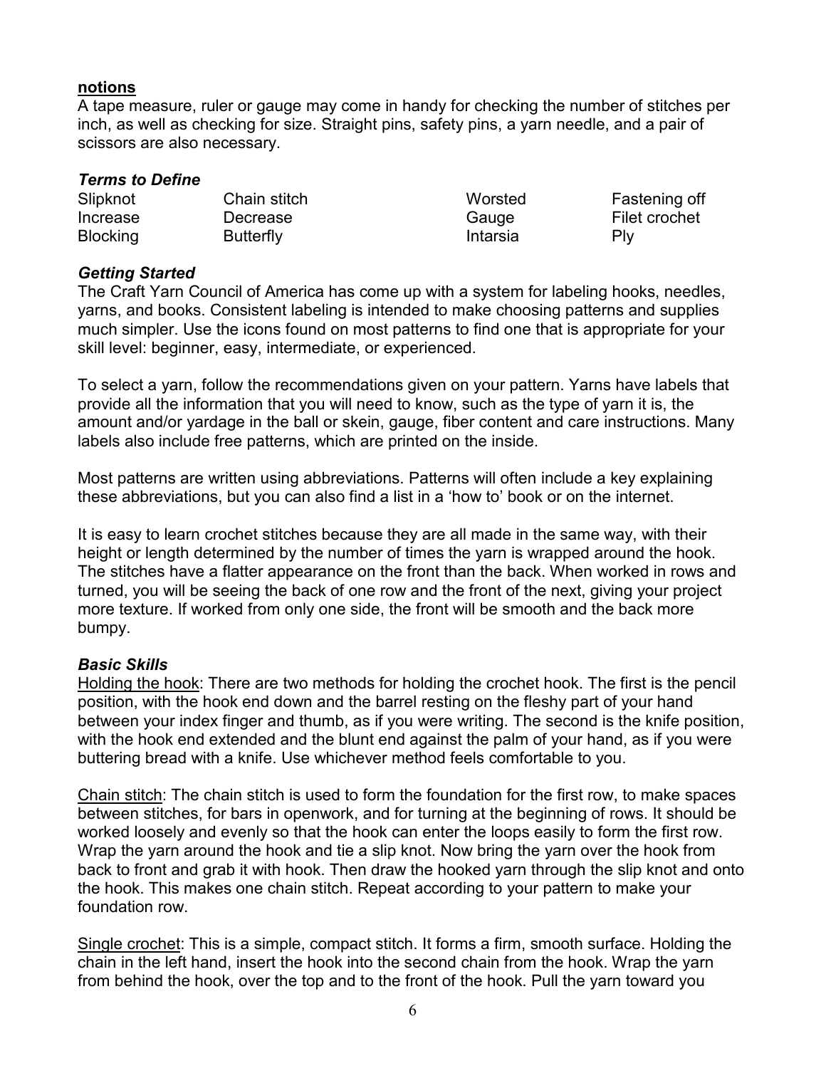**notions**

A tape measure, ruler or gauge may come in handy for checking the number of stitches per inch, as well as checking for size. Straight pins, safety pins, a yarn needle, and a pair of scissors are also necessary.

### *Terms to Define*

| | | | |
|---|---|---|---|
| Slipknot | Chain stitch | Worsted | Fastening off |
| Increase | Decrease | Gauge | Filet crochet |
| Blocking | Butterfly | Intarsia | Ply |

### *Getting Started*

The Craft Yarn Council of America has come up with a system for labeling hooks, needles, yarns, and books. Consistent labeling is intended to make choosing patterns and supplies much simpler. Use the icons found on most patterns to find one that is appropriate for your skill level: beginner, easy, intermediate, or experienced.

To select a yarn, follow the recommendations given on your pattern. Yarns have labels that provide all the information that you will need to know, such as the type of yarn it is, the amount and/or yardage in the ball or skein, gauge, fiber content and care instructions. Many labels also include free patterns, which are printed on the inside.

Most patterns are written using abbreviations. Patterns will often include a key explaining these abbreviations, but you can also find a list in a 'how to' book or on the internet.

It is easy to learn crochet stitches because they are all made in the same way, with their height or length determined by the number of times the yarn is wrapped around the hook. The stitches have a flatter appearance on the front than the back. When worked in rows and turned, you will be seeing the back of one row and the front of the next, giving your project more texture. If worked from only one side, the front will be smooth and the back more bumpy.

### *Basic Skills*

Holding the hook: There are two methods for holding the crochet hook. The first is the pencil position, with the hook end down and the barrel resting on the fleshy part of your hand between your index finger and thumb, as if you were writing. The second is the knife position, with the hook end extended and the blunt end against the palm of your hand, as if you were buttering bread with a knife. Use whichever method feels comfortable to you.

Chain stitch: The chain stitch is used to form the foundation for the first row, to make spaces between stitches, for bars in openwork, and for turning at the beginning of rows. It should be worked loosely and evenly so that the hook can enter the loops easily to form the first row. Wrap the yarn around the hook and tie a slip knot. Now bring the yarn over the hook from back to front and grab it with hook. Then draw the hooked yarn through the slip knot and onto the hook. This makes one chain stitch. Repeat according to your pattern to make your foundation row.

Single crochet: This is a simple, compact stitch. It forms a firm, smooth surface. Holding the chain in the left hand, insert the hook into the second chain from the hook. Wrap the yarn from behind the hook, over the top and to the front of the hook. Pull the yarn toward you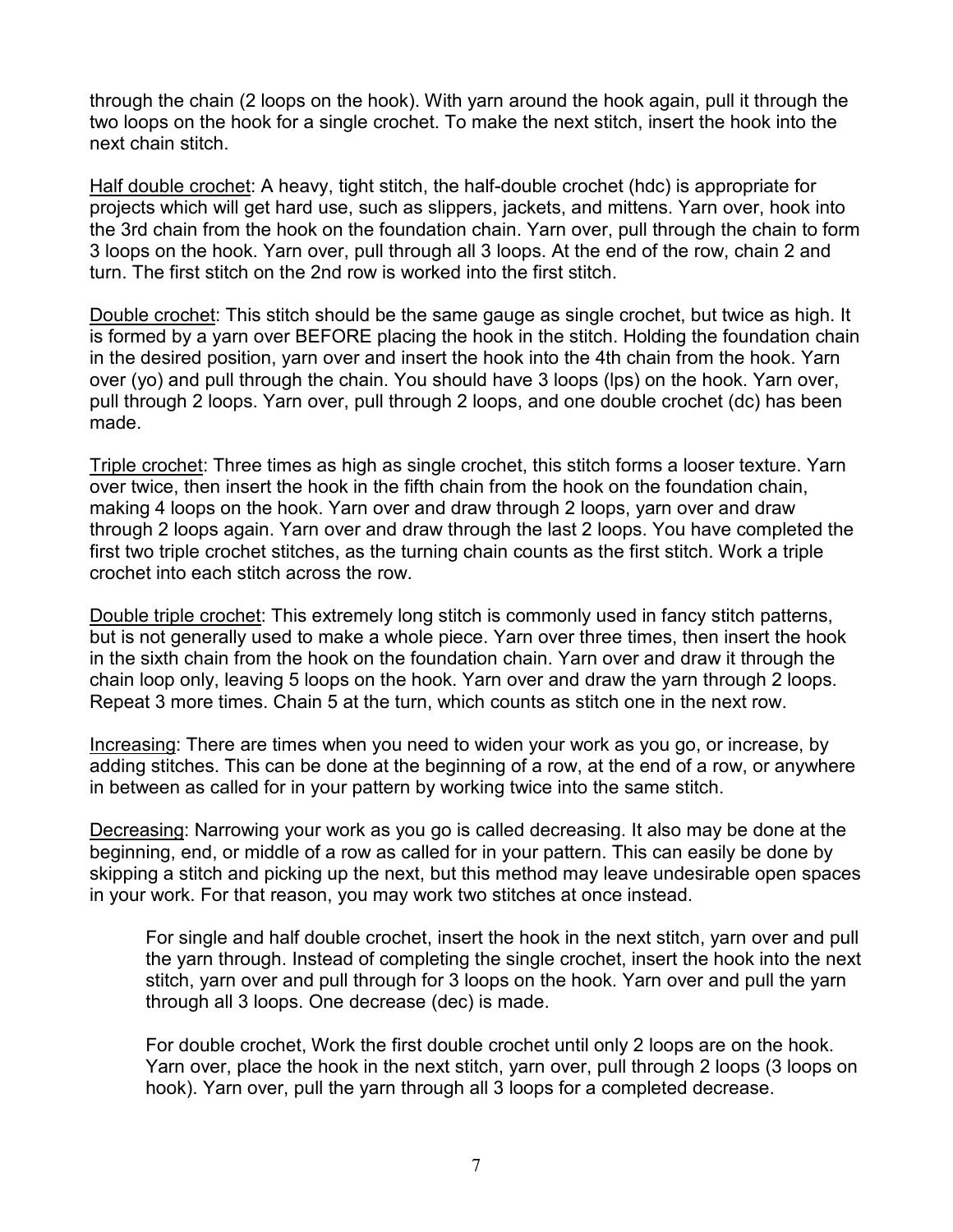through the chain (2 loops on the hook). With yarn around the hook again, pull it through the two loops on the hook for a single crochet. To make the next stitch, insert the hook into the next chain stitch.

<u>Half double crochet</u>: A heavy, tight stitch, the half-double crochet (hdc) is appropriate for projects which will get hard use, such as slippers, jackets, and mittens. Yarn over, hook into the 3rd chain from the hook on the foundation chain. Yarn over, pull through the chain to form 3 loops on the hook. Yarn over, pull through all 3 loops. At the end of the row, chain 2 and turn. The first stitch on the 2nd row is worked into the first stitch.

<u>Double crochet</u>: This stitch should be the same gauge as single crochet, but twice as high. It is formed by a yarn over BEFORE placing the hook in the stitch. Holding the foundation chain in the desired position, yarn over and insert the hook into the 4th chain from the hook. Yarn over (yo) and pull through the chain. You should have 3 loops (lps) on the hook. Yarn over, pull through 2 loops. Yarn over, pull through 2 loops, and one double crochet (dc) has been made.

<u>Triple crochet</u>: Three times as high as single crochet, this stitch forms a looser texture. Yarn over twice, then insert the hook in the fifth chain from the hook on the foundation chain, making 4 loops on the hook. Yarn over and draw through 2 loops, yarn over and draw through 2 loops again. Yarn over and draw through the last 2 loops. You have completed the first two triple crochet stitches, as the turning chain counts as the first stitch. Work a triple crochet into each stitch across the row.

<u>Double triple crochet</u>: This extremely long stitch is commonly used in fancy stitch patterns, but is not generally used to make a whole piece. Yarn over three times, then insert the hook in the sixth chain from the hook on the foundation chain. Yarn over and draw it through the chain loop only, leaving 5 loops on the hook. Yarn over and draw the yarn through 2 loops. Repeat 3 more times. Chain 5 at the turn, which counts as stitch one in the next row.

<u>Increasing</u>: There are times when you need to widen your work as you go, or increase, by adding stitches. This can be done at the beginning of a row, at the end of a row, or anywhere in between as called for in your pattern by working twice into the same stitch.

<u>Decreasing</u>: Narrowing your work as you go is called decreasing. It also may be done at the beginning, end, or middle of a row as called for in your pattern. This can easily be done by skipping a stitch and picking up the next, but this method may leave undesirable open spaces in your work. For that reason, you may work two stitches at once instead.

> For single and half double crochet, insert the hook in the next stitch, yarn over and pull the yarn through. Instead of completing the single crochet, insert the hook into the next stitch, yarn over and pull through for 3 loops on the hook. Yarn over and pull the yarn through all 3 loops. One decrease (dec) is made.
>
> For double crochet, Work the first double crochet until only 2 loops are on the hook. Yarn over, place the hook in the next stitch, yarn over, pull through 2 loops (3 loops on hook). Yarn over, pull the yarn through all 3 loops for a completed decrease.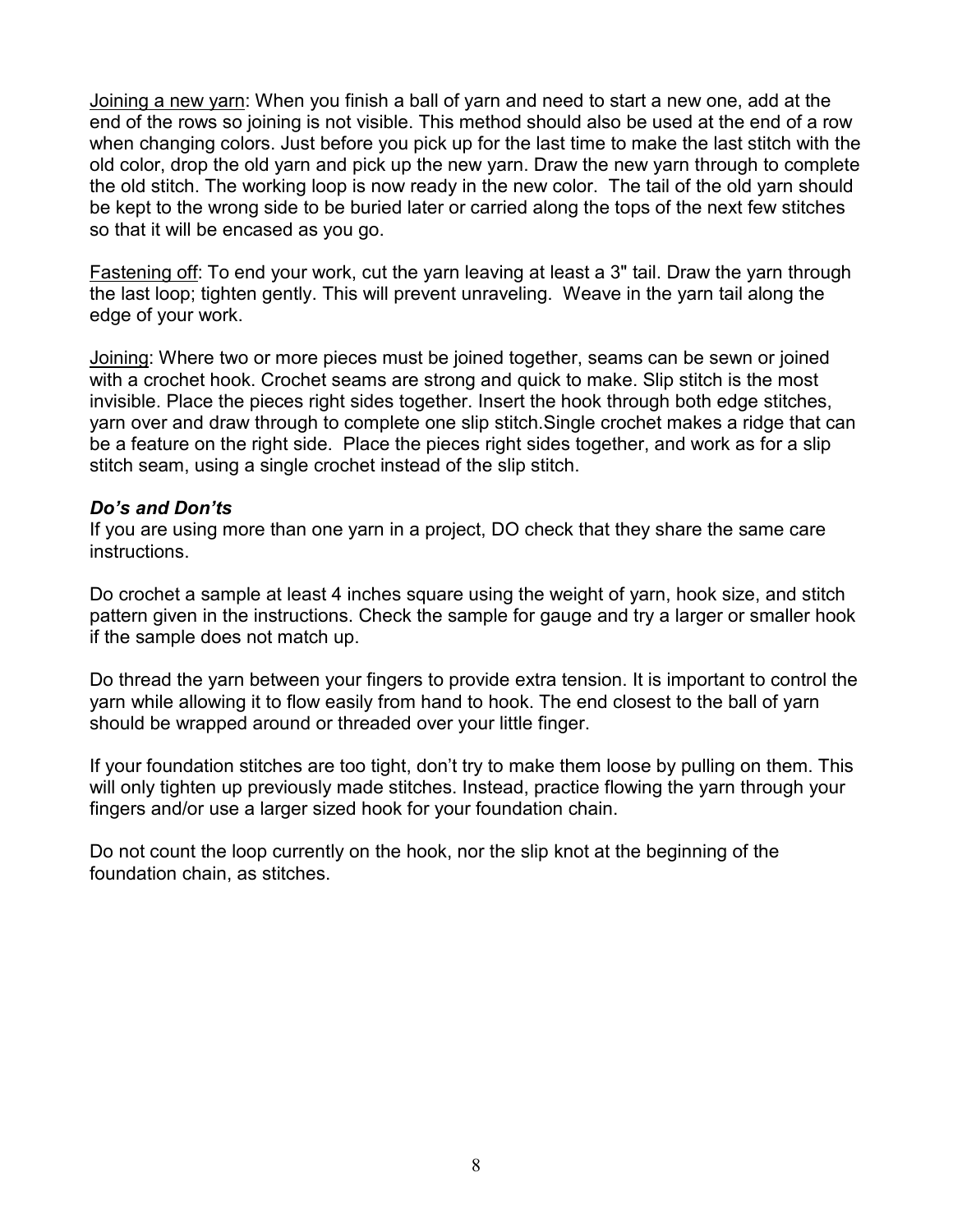<u>Joining a new yarn</u>: When you finish a ball of yarn and need to start a new one, add at the end of the rows so joining is not visible. This method should also be used at the end of a row when changing colors. Just before you pick up for the last time to make the last stitch with the old color, drop the old yarn and pick up the new yarn. Draw the new yarn through to complete the old stitch. The working loop is now ready in the new color. The tail of the old yarn should be kept to the wrong side to be buried later or carried along the tops of the next few stitches so that it will be encased as you go.

<u>Fastening off</u>: To end your work, cut the yarn leaving at least a 3" tail. Draw the yarn through the last loop; tighten gently. This will prevent unraveling. Weave in the yarn tail along the edge of your work.

<u>Joining</u>: Where two or more pieces must be joined together, seams can be sewn or joined with a crochet hook. Crochet seams are strong and quick to make. Slip stitch is the most invisible. Place the pieces right sides together. Insert the hook through both edge stitches, yarn over and draw through to complete one slip stitch.Single crochet makes a ridge that can be a feature on the right side. Place the pieces right sides together, and work as for a slip stitch seam, using a single crochet instead of the slip stitch.

***Do's and Don'ts***

If you are using more than one yarn in a project, DO check that they share the same care instructions.

Do crochet a sample at least 4 inches square using the weight of yarn, hook size, and stitch pattern given in the instructions. Check the sample for gauge and try a larger or smaller hook if the sample does not match up.

Do thread the yarn between your fingers to provide extra tension. It is important to control the yarn while allowing it to flow easily from hand to hook. The end closest to the ball of yarn should be wrapped around or threaded over your little finger.

If your foundation stitches are too tight, don't try to make them loose by pulling on them. This will only tighten up previously made stitches. Instead, practice flowing the yarn through your fingers and/or use a larger sized hook for your foundation chain.

Do not count the loop currently on the hook, nor the slip knot at the beginning of the foundation chain, as stitches.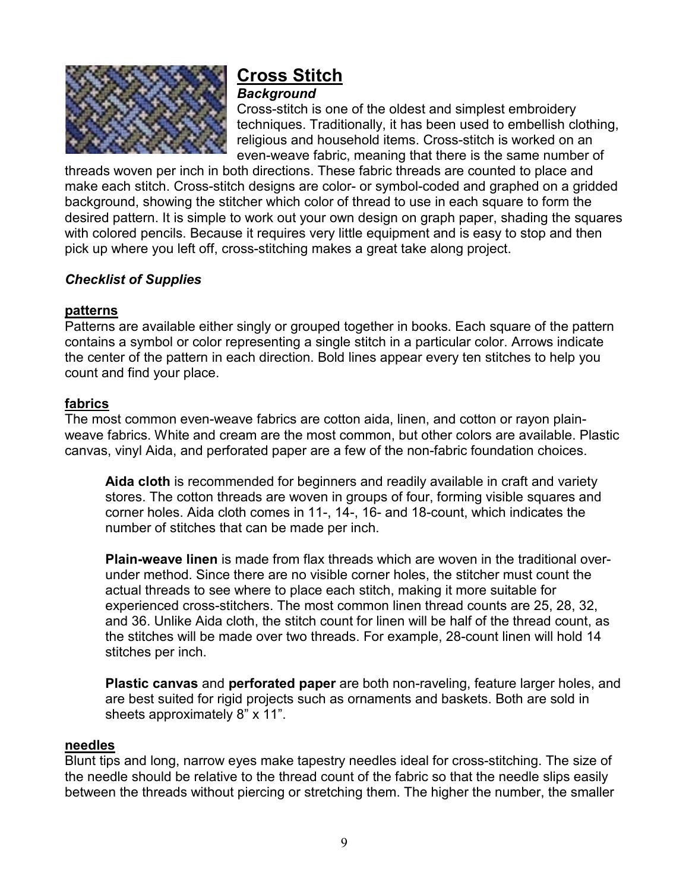# Cross Stitch

### *Background*

Cross-stitch is one of the oldest and simplest embroidery techniques. Traditionally, it has been used to embellish clothing, religious and household items. Cross-stitch is worked on an even-weave fabric, meaning that there is the same number of threads woven per inch in both directions. These fabric threads are counted to place and make each stitch. Cross-stitch designs are color- or symbol-coded and graphed on a gridded background, showing the stitcher which color of thread to use in each square to form the desired pattern. It is simple to work out your own design on graph paper, shading the squares with colored pencils. Because it requires very little equipment and is easy to stop and then pick up where you left off, cross-stitching makes a great take along project.

### *Checklist of Supplies*

#### patterns

Patterns are available either singly or grouped together in books. Each square of the pattern contains a symbol or color representing a single stitch in a particular color. Arrows indicate the center of the pattern in each direction. Bold lines appear every ten stitches to help you count and find your place.

#### fabrics

The most common even-weave fabrics are cotton aida, linen, and cotton or rayon plain-weave fabrics. White and cream are the most common, but other colors are available. Plastic canvas, vinyl Aida, and perforated paper are a few of the non-fabric foundation choices.

**Aida cloth** is recommended for beginners and readily available in craft and variety stores. The cotton threads are woven in groups of four, forming visible squares and corner holes. Aida cloth comes in 11-, 14-, 16- and 18-count, which indicates the number of stitches that can be made per inch.

**Plain-weave linen** is made from flax threads which are woven in the traditional over-under method. Since there are no visible corner holes, the stitcher must count the actual threads to see where to place each stitch, making it more suitable for experienced cross-stitchers. The most common linen thread counts are 25, 28, 32, and 36. Unlike Aida cloth, the stitch count for linen will be half of the thread count, as the stitches will be made over two threads. For example, 28-count linen will hold 14 stitches per inch.

**Plastic canvas** and **perforated paper** are both non-raveling, feature larger holes, and are best suited for rigid projects such as ornaments and baskets. Both are sold in sheets approximately 8" x 11".

#### needles

Blunt tips and long, narrow eyes make tapestry needles ideal for cross-stitching. The size of the needle should be relative to the thread count of the fabric so that the needle slips easily between the threads without piercing or stretching them. The higher the number, the smaller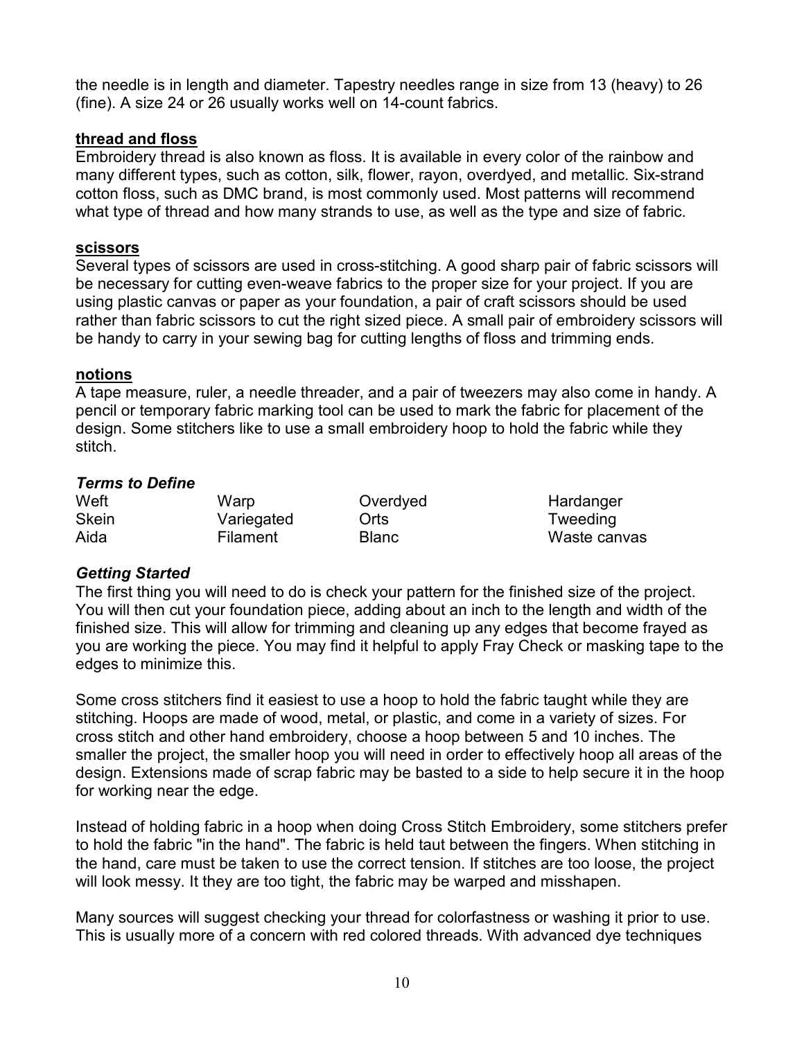the needle is in length and diameter. Tapestry needles range in size from 13 (heavy) to 26 (fine). A size 24 or 26 usually works well on 14-count fabrics.

**thread and floss**

Embroidery thread is also known as floss. It is available in every color of the rainbow and many different types, such as cotton, silk, flower, rayon, overdyed, and metallic. Six-strand cotton floss, such as DMC brand, is most commonly used. Most patterns will recommend what type of thread and how many strands to use, as well as the type and size of fabric.

**scissors**

Several types of scissors are used in cross-stitching. A good sharp pair of fabric scissors will be necessary for cutting even-weave fabrics to the proper size for your project. If you are using plastic canvas or paper as your foundation, a pair of craft scissors should be used rather than fabric scissors to cut the right sized piece. A small pair of embroidery scissors will be handy to carry in your sewing bag for cutting lengths of floss and trimming ends.

**notions**

A tape measure, ruler, a needle threader, and a pair of tweezers may also come in handy. A pencil or temporary fabric marking tool can be used to mark the fabric for placement of the design. Some stitchers like to use a small embroidery hoop to hold the fabric while they stitch.

***Terms to Define***

| | | | |
|---|---|---|---|
| Weft | Warp | Overdyed | Hardanger |
| Skein | Variegated | Orts | Tweeding |
| Aida | Filament | Blanc | Waste canvas |

***Getting Started***

The first thing you will need to do is check your pattern for the finished size of the project. You will then cut your foundation piece, adding about an inch to the length and width of the finished size. This will allow for trimming and cleaning up any edges that become frayed as you are working the piece. You may find it helpful to apply Fray Check or masking tape to the edges to minimize this.

Some cross stitchers find it easiest to use a hoop to hold the fabric taught while they are stitching. Hoops are made of wood, metal, or plastic, and come in a variety of sizes. For cross stitch and other hand embroidery, choose a hoop between 5 and 10 inches. The smaller the project, the smaller hoop you will need in order to effectively hoop all areas of the design. Extensions made of scrap fabric may be basted to a side to help secure it in the hoop for working near the edge.

Instead of holding fabric in a hoop when doing Cross Stitch Embroidery, some stitchers prefer to hold the fabric "in the hand". The fabric is held taut between the fingers. When stitching in the hand, care must be taken to use the correct tension. If stitches are too loose, the project will look messy. It they are too tight, the fabric may be warped and misshapen.

Many sources will suggest checking your thread for colorfastness or washing it prior to use. This is usually more of a concern with red colored threads. With advanced dye techniques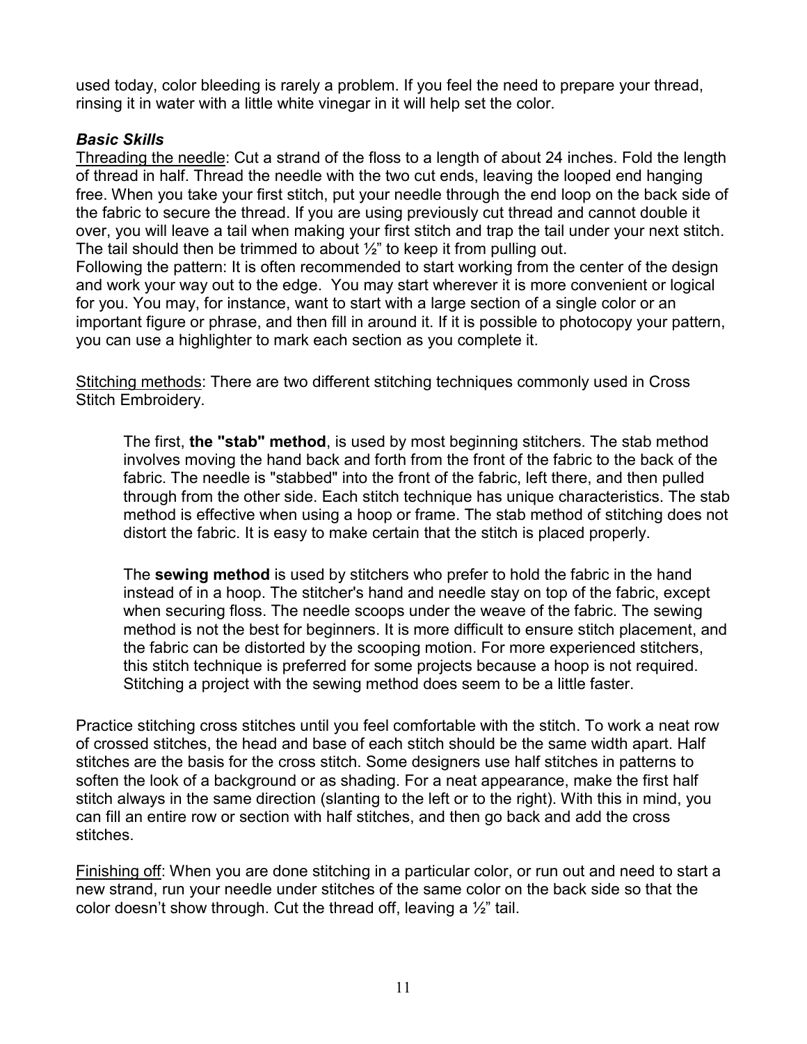used today, color bleeding is rarely a problem. If you feel the need to prepare your thread, rinsing it in water with a little white vinegar in it will help set the color.

***Basic Skills***

Threading the needle: Cut a strand of the floss to a length of about 24 inches. Fold the length of thread in half. Thread the needle with the two cut ends, leaving the looped end hanging free. When you take your first stitch, put your needle through the end loop on the back side of the fabric to secure the thread. If you are using previously cut thread and cannot double it over, you will leave a tail when making your first stitch and trap the tail under your next stitch. The tail should then be trimmed to about ½" to keep it from pulling out.

Following the pattern: It is often recommended to start working from the center of the design and work your way out to the edge. You may start wherever it is more convenient or logical for you. You may, for instance, want to start with a large section of a single color or an important figure or phrase, and then fill in around it. If it is possible to photocopy your pattern, you can use a highlighter to mark each section as you complete it.

Stitching methods: There are two different stitching techniques commonly used in Cross Stitch Embroidery.

> The first, **the "stab" method**, is used by most beginning stitchers. The stab method involves moving the hand back and forth from the front of the fabric to the back of the fabric. The needle is "stabbed" into the front of the fabric, left there, and then pulled through from the other side. Each stitch technique has unique characteristics. The stab method is effective when using a hoop or frame. The stab method of stitching does not distort the fabric. It is easy to make certain that the stitch is placed properly.
>
> The **sewing method** is used by stitchers who prefer to hold the fabric in the hand instead of in a hoop. The stitcher's hand and needle stay on top of the fabric, except when securing floss. The needle scoops under the weave of the fabric. The sewing method is not the best for beginners. It is more difficult to ensure stitch placement, and the fabric can be distorted by the scooping motion. For more experienced stitchers, this stitch technique is preferred for some projects because a hoop is not required. Stitching a project with the sewing method does seem to be a little faster.

Practice stitching cross stitches until you feel comfortable with the stitch. To work a neat row of crossed stitches, the head and base of each stitch should be the same width apart. Half stitches are the basis for the cross stitch. Some designers use half stitches in patterns to soften the look of a background or as shading. For a neat appearance, make the first half stitch always in the same direction (slanting to the left or to the right). With this in mind, you can fill an entire row or section with half stitches, and then go back and add the cross stitches.

Finishing off: When you are done stitching in a particular color, or run out and need to start a new strand, run your needle under stitches of the same color on the back side so that the color doesn't show through. Cut the thread off, leaving a ½" tail.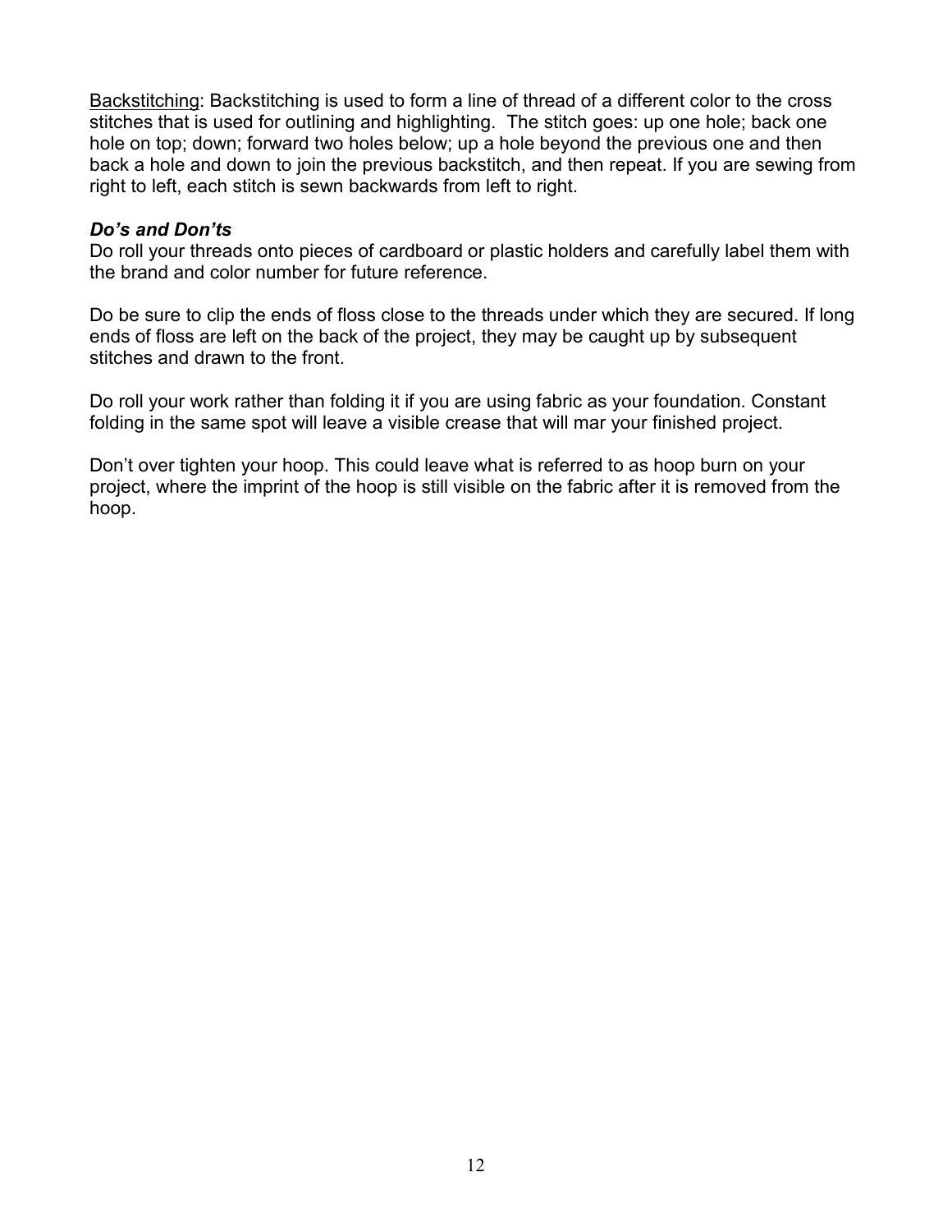<u>Backstitching</u>: Backstitching is used to form a line of thread of a different color to the cross stitches that is used for outlining and highlighting. The stitch goes: up one hole; back one hole on top; down; forward two holes below; up a hole beyond the previous one and then back a hole and down to join the previous backstitch, and then repeat. If you are sewing from right to left, each stitch is sewn backwards from left to right.

***Do's and Don'ts***

Do roll your threads onto pieces of cardboard or plastic holders and carefully label them with the brand and color number for future reference.

Do be sure to clip the ends of floss close to the threads under which they are secured. If long ends of floss are left on the back of the project, they may be caught up by subsequent stitches and drawn to the front.

Do roll your work rather than folding it if you are using fabric as your foundation. Constant folding in the same spot will leave a visible crease that will mar your finished project.

Don't over tighten your hoop. This could leave what is referred to as hoop burn on your project, where the imprint of the hoop is still visible on the fabric after it is removed from the hoop.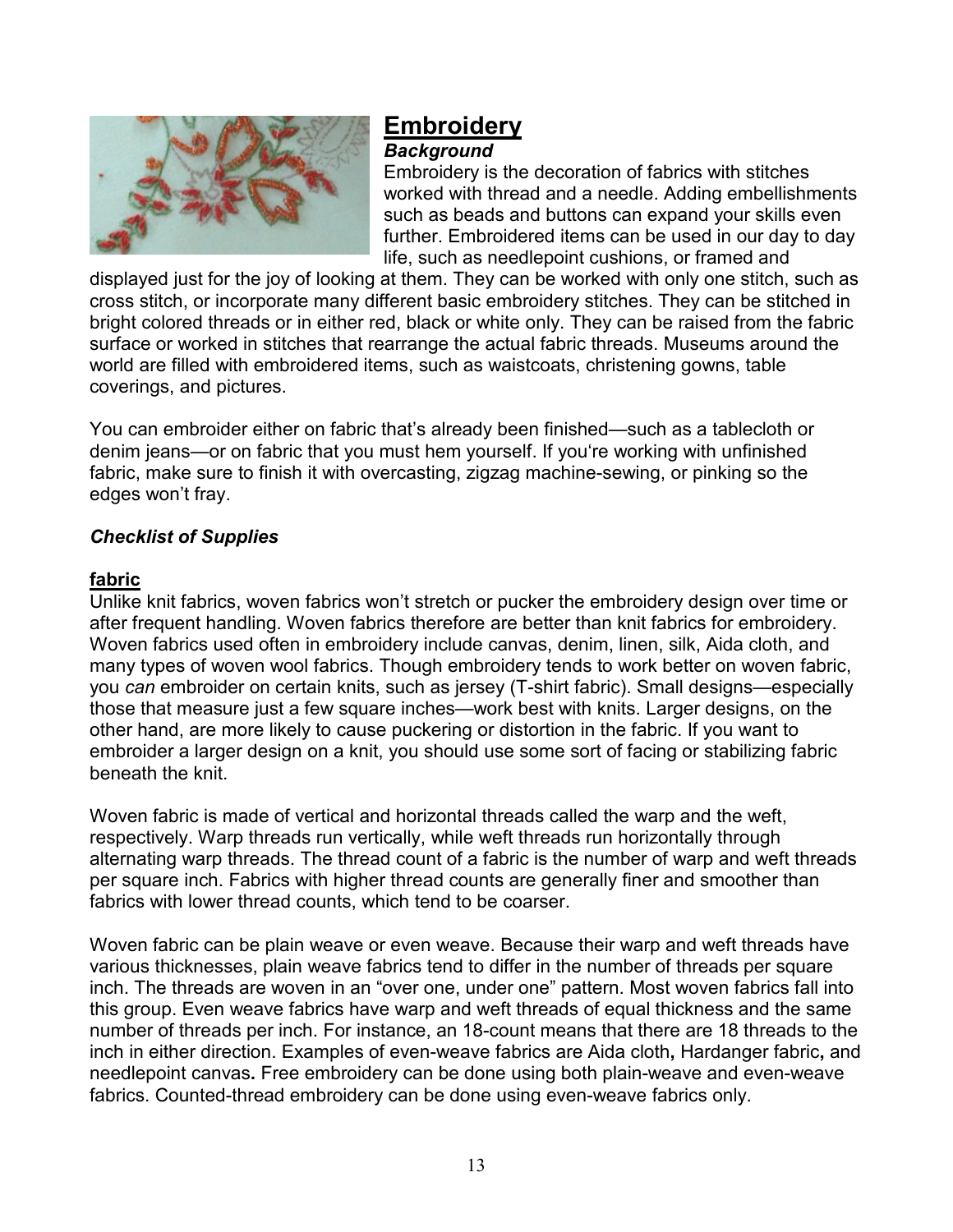# Embroidery

***Background***

Embroidery is the decoration of fabrics with stitches worked with thread and a needle. Adding embellishments such as beads and buttons can expand your skills even further. Embroidered items can be used in our day to day life, such as needlepoint cushions, or framed and displayed just for the joy of looking at them. They can be worked with only one stitch, such as cross stitch, or incorporate many different basic embroidery stitches. They can be stitched in bright colored threads or in either red, black or white only. They can be raised from the fabric surface or worked in stitches that rearrange the actual fabric threads. Museums around the world are filled with embroidered items, such as waistcoats, christening gowns, table coverings, and pictures.

You can embroider either on fabric that's already been finished—such as a tablecloth or denim jeans—or on fabric that you must hem yourself. If you're working with unfinished fabric, make sure to finish it with overcasting, zigzag machine-sewing, or pinking so the edges won't fray.

***Checklist of Supplies***

**fabric**

Unlike knit fabrics, woven fabrics won't stretch or pucker the embroidery design over time or after frequent handling. Woven fabrics therefore are better than knit fabrics for embroidery. Woven fabrics used often in embroidery include canvas, denim, linen, silk, Aida cloth, and many types of woven wool fabrics. Though embroidery tends to work better on woven fabric, you *can* embroider on certain knits, such as jersey (T-shirt fabric). Small designs—especially those that measure just a few square inches—work best with knits. Larger designs, on the other hand, are more likely to cause puckering or distortion in the fabric. If you want to embroider a larger design on a knit, you should use some sort of facing or stabilizing fabric beneath the knit.

Woven fabric is made of vertical and horizontal threads called the warp and the weft, respectively. Warp threads run vertically, while weft threads run horizontally through alternating warp threads. The thread count of a fabric is the number of warp and weft threads per square inch. Fabrics with higher thread counts are generally finer and smoother than fabrics with lower thread counts, which tend to be coarser.

Woven fabric can be plain weave or even weave. Because their warp and weft threads have various thicknesses, plain weave fabrics tend to differ in the number of threads per square inch. The threads are woven in an "over one, under one" pattern. Most woven fabrics fall into this group. Even weave fabrics have warp and weft threads of equal thickness and the same number of threads per inch. For instance, an 18-count means that there are 18 threads to the inch in either direction. Examples of even-weave fabrics are Aida cloth, Hardanger fabric, and needlepoint canvas. Free embroidery can be done using both plain-weave and even-weave fabrics. Counted-thread embroidery can be done using even-weave fabrics only.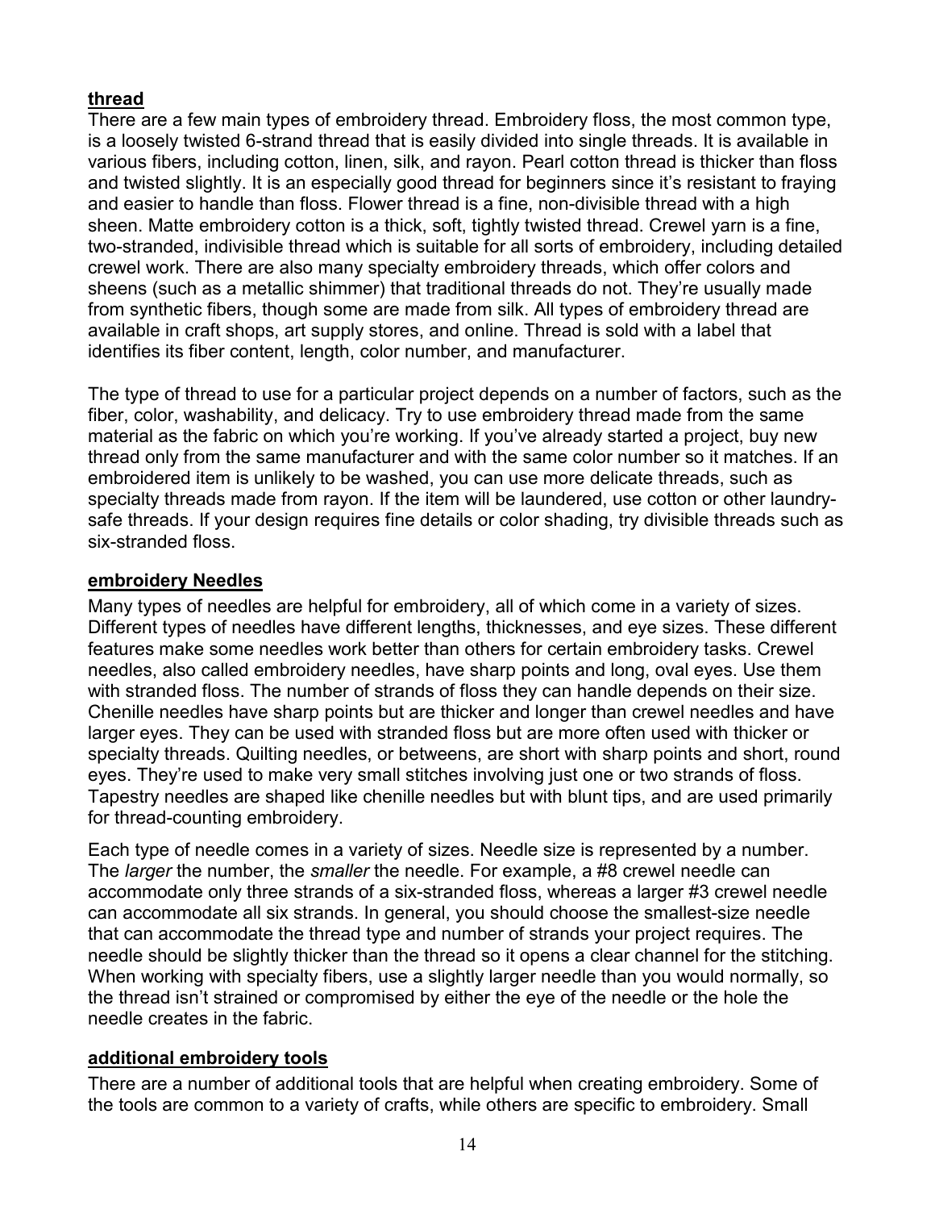## thread

There are a few main types of embroidery thread. Embroidery floss, the most common type, is a loosely twisted 6-strand thread that is easily divided into single threads. It is available in various fibers, including cotton, linen, silk, and rayon. Pearl cotton thread is thicker than floss and twisted slightly. It is an especially good thread for beginners since it's resistant to fraying and easier to handle than floss. Flower thread is a fine, non-divisible thread with a high sheen. Matte embroidery cotton is a thick, soft, tightly twisted thread. Crewel yarn is a fine, two-stranded, indivisible thread which is suitable for all sorts of embroidery, including detailed crewel work. There are also many specialty embroidery threads, which offer colors and sheens (such as a metallic shimmer) that traditional threads do not. They're usually made from synthetic fibers, though some are made from silk. All types of embroidery thread are available in craft shops, art supply stores, and online. Thread is sold with a label that identifies its fiber content, length, color number, and manufacturer.

The type of thread to use for a particular project depends on a number of factors, such as the fiber, color, washability, and delicacy. Try to use embroidery thread made from the same material as the fabric on which you're working. If you've already started a project, buy new thread only from the same manufacturer and with the same color number so it matches. If an embroidered item is unlikely to be washed, you can use more delicate threads, such as specialty threads made from rayon. If the item will be laundered, use cotton or other laundry-safe threads. If your design requires fine details or color shading, try divisible threads such as six-stranded floss.

## embroidery Needles

Many types of needles are helpful for embroidery, all of which come in a variety of sizes. Different types of needles have different lengths, thicknesses, and eye sizes. These different features make some needles work better than others for certain embroidery tasks. Crewel needles, also called embroidery needles, have sharp points and long, oval eyes. Use them with stranded floss. The number of strands of floss they can handle depends on their size. Chenille needles have sharp points but are thicker and longer than crewel needles and have larger eyes. They can be used with stranded floss but are more often used with thicker or specialty threads. Quilting needles, or betweens, are short with sharp points and short, round eyes. They're used to make very small stitches involving just one or two strands of floss. Tapestry needles are shaped like chenille needles but with blunt tips, and are used primarily for thread-counting embroidery.

Each type of needle comes in a variety of sizes. Needle size is represented by a number. The *larger* the number, the *smaller* the needle. For example, a #8 crewel needle can accommodate only three strands of a six-stranded floss, whereas a larger #3 crewel needle can accommodate all six strands. In general, you should choose the smallest-size needle that can accommodate the thread type and number of strands your project requires. The needle should be slightly thicker than the thread so it opens a clear channel for the stitching. When working with specialty fibers, use a slightly larger needle than you would normally, so the thread isn't strained or compromised by either the eye of the needle or the hole the needle creates in the fabric.

## additional embroidery tools

There are a number of additional tools that are helpful when creating embroidery. Some of the tools are common to a variety of crafts, while others are specific to embroidery. Small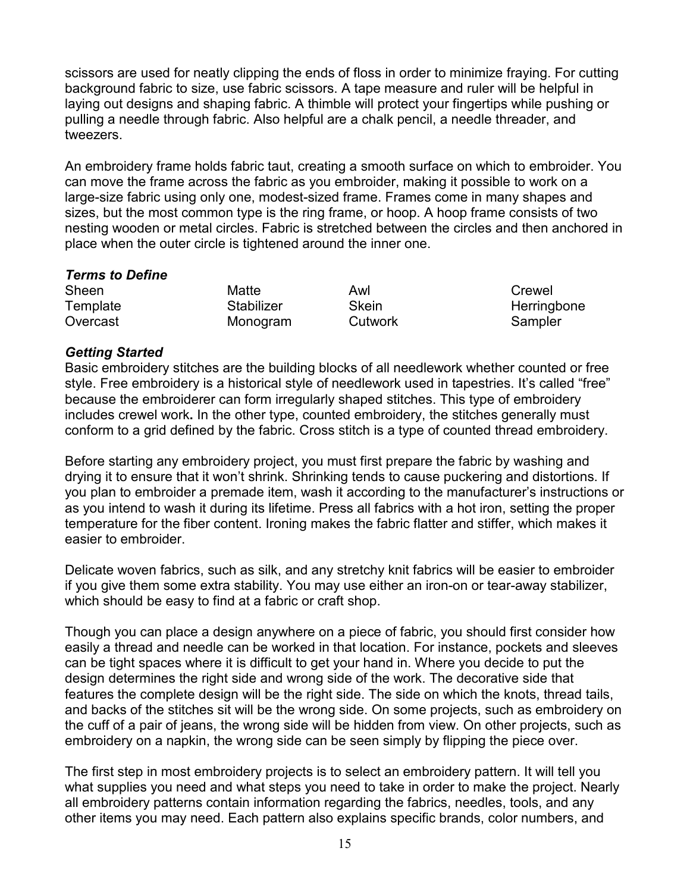scissors are used for neatly clipping the ends of floss in order to minimize fraying. For cutting background fabric to size, use fabric scissors. A tape measure and ruler will be helpful in laying out designs and shaping fabric. A thimble will protect your fingertips while pushing or pulling a needle through fabric. Also helpful are a chalk pencil, a needle threader, and tweezers.

An embroidery frame holds fabric taut, creating a smooth surface on which to embroider. You can move the frame across the fabric as you embroider, making it possible to work on a large-size fabric using only one, modest-sized frame. Frames come in many shapes and sizes, but the most common type is the ring frame, or hoop. A hoop frame consists of two nesting wooden or metal circles. Fabric is stretched between the circles and then anchored in place when the outer circle is tightened around the inner one.

***Terms to Define***

| | | | |
|---|---|---|---|
| Sheen | Matte | Awl | Crewel |
| Template | Stabilizer | Skein | Herringbone |
| Overcast | Monogram | Cutwork | Sampler |

***Getting Started***

Basic embroidery stitches are the building blocks of all needlework whether counted or free style. Free embroidery is a historical style of needlework used in tapestries. It's called "free" because the embroiderer can form irregularly shaped stitches. This type of embroidery includes crewel work. In the other type, counted embroidery, the stitches generally must conform to a grid defined by the fabric. Cross stitch is a type of counted thread embroidery.

Before starting any embroidery project, you must first prepare the fabric by washing and drying it to ensure that it won't shrink. Shrinking tends to cause puckering and distortions. If you plan to embroider a premade item, wash it according to the manufacturer's instructions or as you intend to wash it during its lifetime. Press all fabrics with a hot iron, setting the proper temperature for the fiber content. Ironing makes the fabric flatter and stiffer, which makes it easier to embroider.

Delicate woven fabrics, such as silk, and any stretchy knit fabrics will be easier to embroider if you give them some extra stability. You may use either an iron-on or tear-away stabilizer, which should be easy to find at a fabric or craft shop.

Though you can place a design anywhere on a piece of fabric, you should first consider how easily a thread and needle can be worked in that location. For instance, pockets and sleeves can be tight spaces where it is difficult to get your hand in. Where you decide to put the design determines the right side and wrong side of the work. The decorative side that features the complete design will be the right side. The side on which the knots, thread tails, and backs of the stitches sit will be the wrong side. On some projects, such as embroidery on the cuff of a pair of jeans, the wrong side will be hidden from view. On other projects, such as embroidery on a napkin, the wrong side can be seen simply by flipping the piece over.

The first step in most embroidery projects is to select an embroidery pattern. It will tell you what supplies you need and what steps you need to take in order to make the project. Nearly all embroidery patterns contain information regarding the fabrics, needles, tools, and any other items you may need. Each pattern also explains specific brands, color numbers, and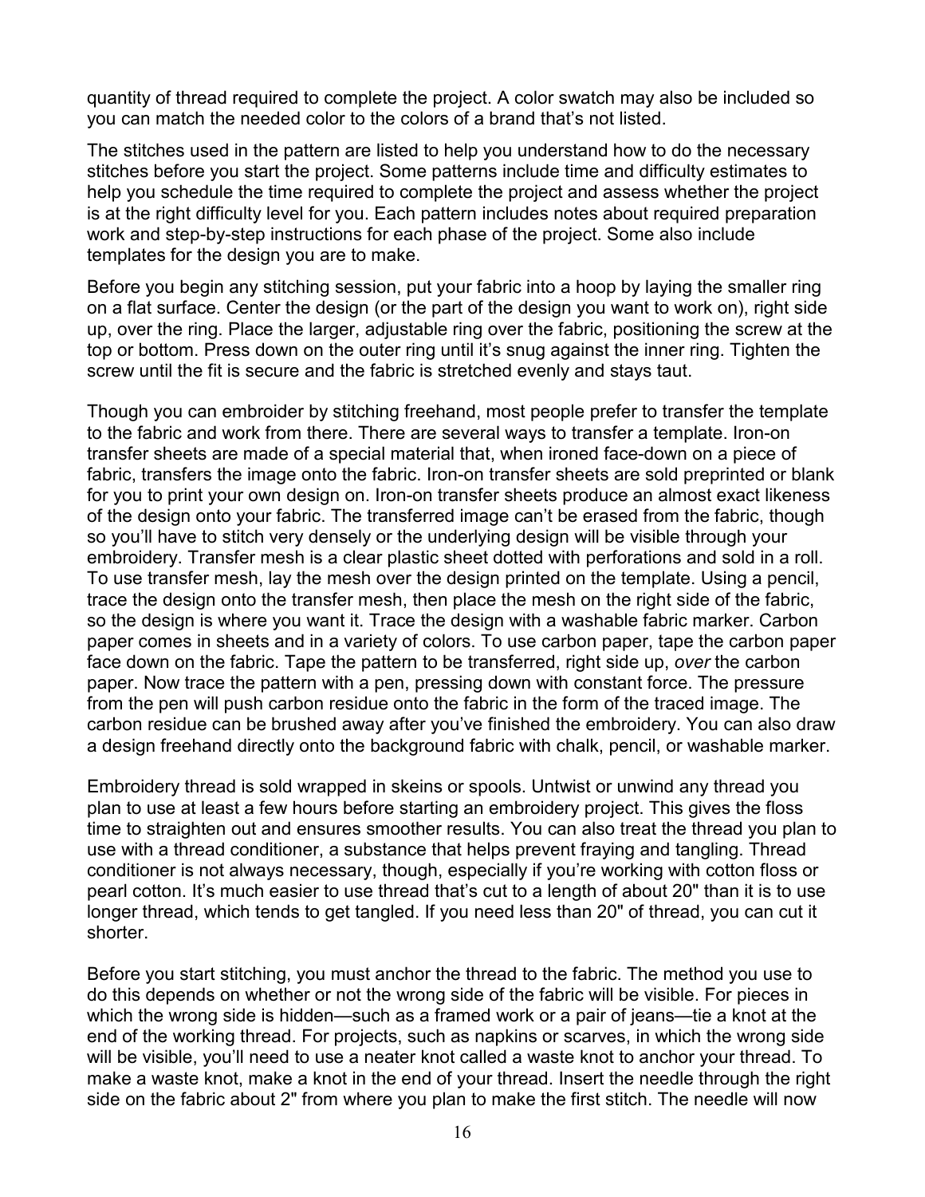quantity of thread required to complete the project. A color swatch may also be included so you can match the needed color to the colors of a brand that's not listed.

The stitches used in the pattern are listed to help you understand how to do the necessary stitches before you start the project. Some patterns include time and difficulty estimates to help you schedule the time required to complete the project and assess whether the project is at the right difficulty level for you. Each pattern includes notes about required preparation work and step-by-step instructions for each phase of the project. Some also include templates for the design you are to make.

Before you begin any stitching session, put your fabric into a hoop by laying the smaller ring on a flat surface. Center the design (or the part of the design you want to work on), right side up, over the ring. Place the larger, adjustable ring over the fabric, positioning the screw at the top or bottom. Press down on the outer ring until it's snug against the inner ring. Tighten the screw until the fit is secure and the fabric is stretched evenly and stays taut.

Though you can embroider by stitching freehand, most people prefer to transfer the template to the fabric and work from there. There are several ways to transfer a template. Iron-on transfer sheets are made of a special material that, when ironed face-down on a piece of fabric, transfers the image onto the fabric. Iron-on transfer sheets are sold preprinted or blank for you to print your own design on. Iron-on transfer sheets produce an almost exact likeness of the design onto your fabric. The transferred image can't be erased from the fabric, though so you'll have to stitch very densely or the underlying design will be visible through your embroidery. Transfer mesh is a clear plastic sheet dotted with perforations and sold in a roll. To use transfer mesh, lay the mesh over the design printed on the template. Using a pencil, trace the design onto the transfer mesh, then place the mesh on the right side of the fabric, so the design is where you want it. Trace the design with a washable fabric marker. Carbon paper comes in sheets and in a variety of colors. To use carbon paper, tape the carbon paper face down on the fabric. Tape the pattern to be transferred, right side up, *over* the carbon paper. Now trace the pattern with a pen, pressing down with constant force. The pressure from the pen will push carbon residue onto the fabric in the form of the traced image. The carbon residue can be brushed away after you've finished the embroidery. You can also draw a design freehand directly onto the background fabric with chalk, pencil, or washable marker.

Embroidery thread is sold wrapped in skeins or spools. Untwist or unwind any thread you plan to use at least a few hours before starting an embroidery project. This gives the floss time to straighten out and ensures smoother results. You can also treat the thread you plan to use with a thread conditioner, a substance that helps prevent fraying and tangling. Thread conditioner is not always necessary, though, especially if you're working with cotton floss or pearl cotton. It's much easier to use thread that's cut to a length of about 20" than it is to use longer thread, which tends to get tangled. If you need less than 20" of thread, you can cut it shorter.

Before you start stitching, you must anchor the thread to the fabric. The method you use to do this depends on whether or not the wrong side of the fabric will be visible. For pieces in which the wrong side is hidden—such as a framed work or a pair of jeans—tie a knot at the end of the working thread. For projects, such as napkins or scarves, in which the wrong side will be visible, you'll need to use a neater knot called a waste knot to anchor your thread. To make a waste knot, make a knot in the end of your thread. Insert the needle through the right side on the fabric about 2" from where you plan to make the first stitch. The needle will now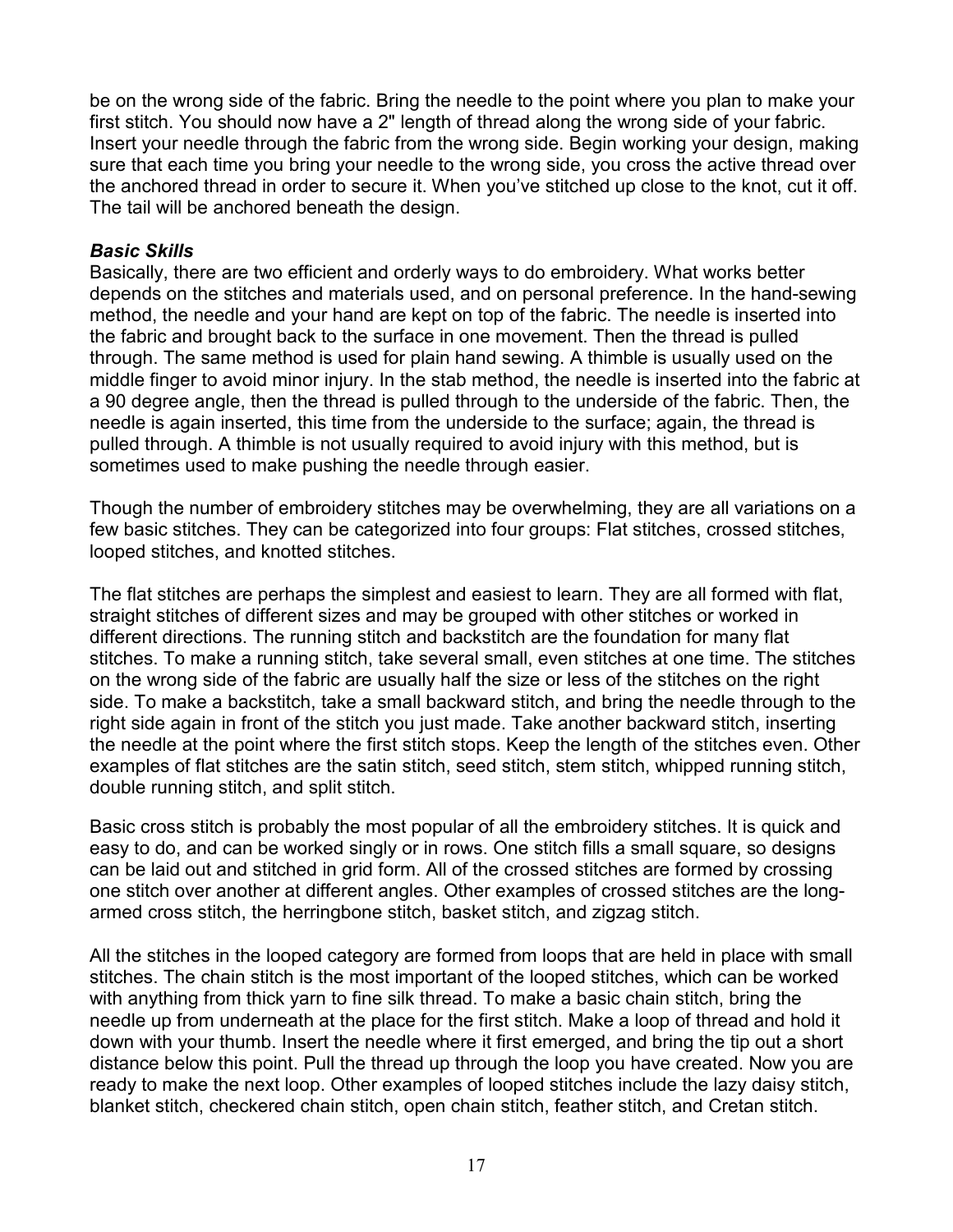be on the wrong side of the fabric. Bring the needle to the point where you plan to make your first stitch. You should now have a 2" length of thread along the wrong side of your fabric. Insert your needle through the fabric from the wrong side. Begin working your design, making sure that each time you bring your needle to the wrong side, you cross the active thread over the anchored thread in order to secure it. When you've stitched up close to the knot, cut it off. The tail will be anchored beneath the design.

***Basic Skills***

Basically, there are two efficient and orderly ways to do embroidery. What works better depends on the stitches and materials used, and on personal preference. In the hand-sewing method, the needle and your hand are kept on top of the fabric. The needle is inserted into the fabric and brought back to the surface in one movement. Then the thread is pulled through. The same method is used for plain hand sewing. A thimble is usually used on the middle finger to avoid minor injury. In the stab method, the needle is inserted into the fabric at a 90 degree angle, then the thread is pulled through to the underside of the fabric. Then, the needle is again inserted, this time from the underside to the surface; again, the thread is pulled through. A thimble is not usually required to avoid injury with this method, but is sometimes used to make pushing the needle through easier.

Though the number of embroidery stitches may be overwhelming, they are all variations on a few basic stitches. They can be categorized into four groups: Flat stitches, crossed stitches, looped stitches, and knotted stitches.

The flat stitches are perhaps the simplest and easiest to learn. They are all formed with flat, straight stitches of different sizes and may be grouped with other stitches or worked in different directions. The running stitch and backstitch are the foundation for many flat stitches. To make a running stitch, take several small, even stitches at one time. The stitches on the wrong side of the fabric are usually half the size or less of the stitches on the right side. To make a backstitch, take a small backward stitch, and bring the needle through to the right side again in front of the stitch you just made. Take another backward stitch, inserting the needle at the point where the first stitch stops. Keep the length of the stitches even. Other examples of flat stitches are the satin stitch, seed stitch, stem stitch, whipped running stitch, double running stitch, and split stitch.

Basic cross stitch is probably the most popular of all the embroidery stitches. It is quick and easy to do, and can be worked singly or in rows. One stitch fills a small square, so designs can be laid out and stitched in grid form. All of the crossed stitches are formed by crossing one stitch over another at different angles. Other examples of crossed stitches are the long-armed cross stitch, the herringbone stitch, basket stitch, and zigzag stitch.

All the stitches in the looped category are formed from loops that are held in place with small stitches. The chain stitch is the most important of the looped stitches, which can be worked with anything from thick yarn to fine silk thread. To make a basic chain stitch, bring the needle up from underneath at the place for the first stitch. Make a loop of thread and hold it down with your thumb. Insert the needle where it first emerged, and bring the tip out a short distance below this point. Pull the thread up through the loop you have created. Now you are ready to make the next loop. Other examples of looped stitches include the lazy daisy stitch, blanket stitch, checkered chain stitch, open chain stitch, feather stitch, and Cretan stitch.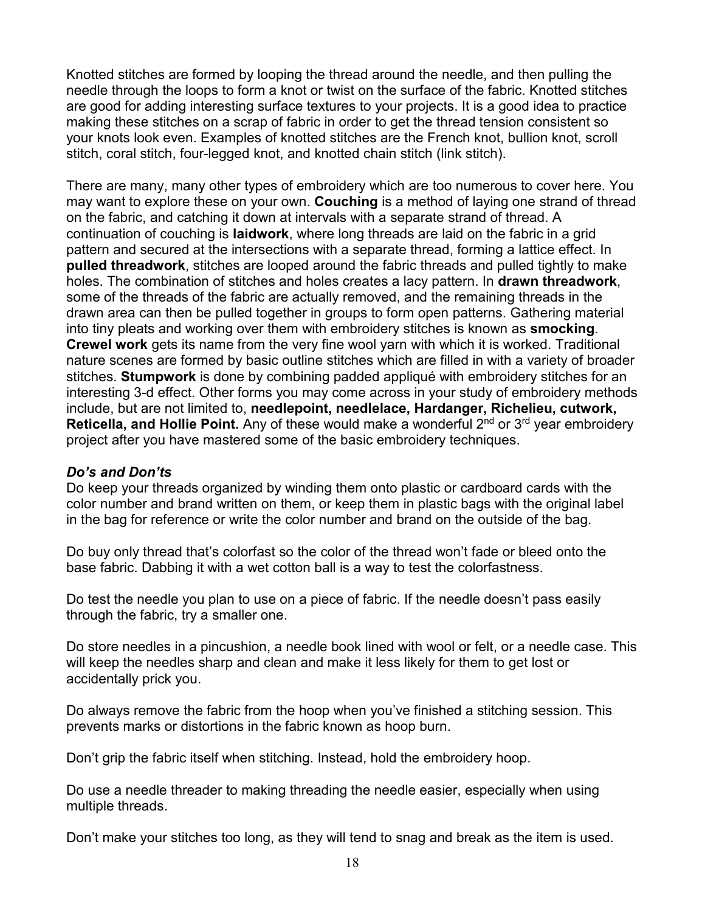Knotted stitches are formed by looping the thread around the needle, and then pulling the needle through the loops to form a knot or twist on the surface of the fabric. Knotted stitches are good for adding interesting surface textures to your projects. It is a good idea to practice making these stitches on a scrap of fabric in order to get the thread tension consistent so your knots look even. Examples of knotted stitches are the French knot, bullion knot, scroll stitch, coral stitch, four-legged knot, and knotted chain stitch (link stitch).

There are many, many other types of embroidery which are too numerous to cover here. You may want to explore these on your own. **Couching** is a method of laying one strand of thread on the fabric, and catching it down at intervals with a separate strand of thread. A continuation of couching is **laidwork**, where long threads are laid on the fabric in a grid pattern and secured at the intersections with a separate thread, forming a lattice effect. In **pulled threadwork**, stitches are looped around the fabric threads and pulled tightly to make holes. The combination of stitches and holes creates a lacy pattern. In **drawn threadwork**, some of the threads of the fabric are actually removed, and the remaining threads in the drawn area can then be pulled together in groups to form open patterns. Gathering material into tiny pleats and working over them with embroidery stitches is known as **smocking**. **Crewel work** gets its name from the very fine wool yarn with which it is worked. Traditional nature scenes are formed by basic outline stitches which are filled in with a variety of broader stitches. **Stumpwork** is done by combining padded appliqué with embroidery stitches for an interesting 3-d effect. Other forms you may come across in your study of embroidery methods include, but are not limited to, **needlepoint, needlelace, Hardanger, Richelieu, cutwork, Reticella, and Hollie Point.** Any of these would make a wonderful 2nd or 3rd year embroidery project after you have mastered some of the basic embroidery techniques.

***Do's and Don'ts***

Do keep your threads organized by winding them onto plastic or cardboard cards with the color number and brand written on them, or keep them in plastic bags with the original label in the bag for reference or write the color number and brand on the outside of the bag.

Do buy only thread that's colorfast so the color of the thread won't fade or bleed onto the base fabric. Dabbing it with a wet cotton ball is a way to test the colorfastness.

Do test the needle you plan to use on a piece of fabric. If the needle doesn't pass easily through the fabric, try a smaller one.

Do store needles in a pincushion, a needle book lined with wool or felt, or a needle case. This will keep the needles sharp and clean and make it less likely for them to get lost or accidentally prick you.

Do always remove the fabric from the hoop when you've finished a stitching session. This prevents marks or distortions in the fabric known as hoop burn.

Don't grip the fabric itself when stitching. Instead, hold the embroidery hoop.

Do use a needle threader to making threading the needle easier, especially when using multiple threads.

Don't make your stitches too long, as they will tend to snag and break as the item is used.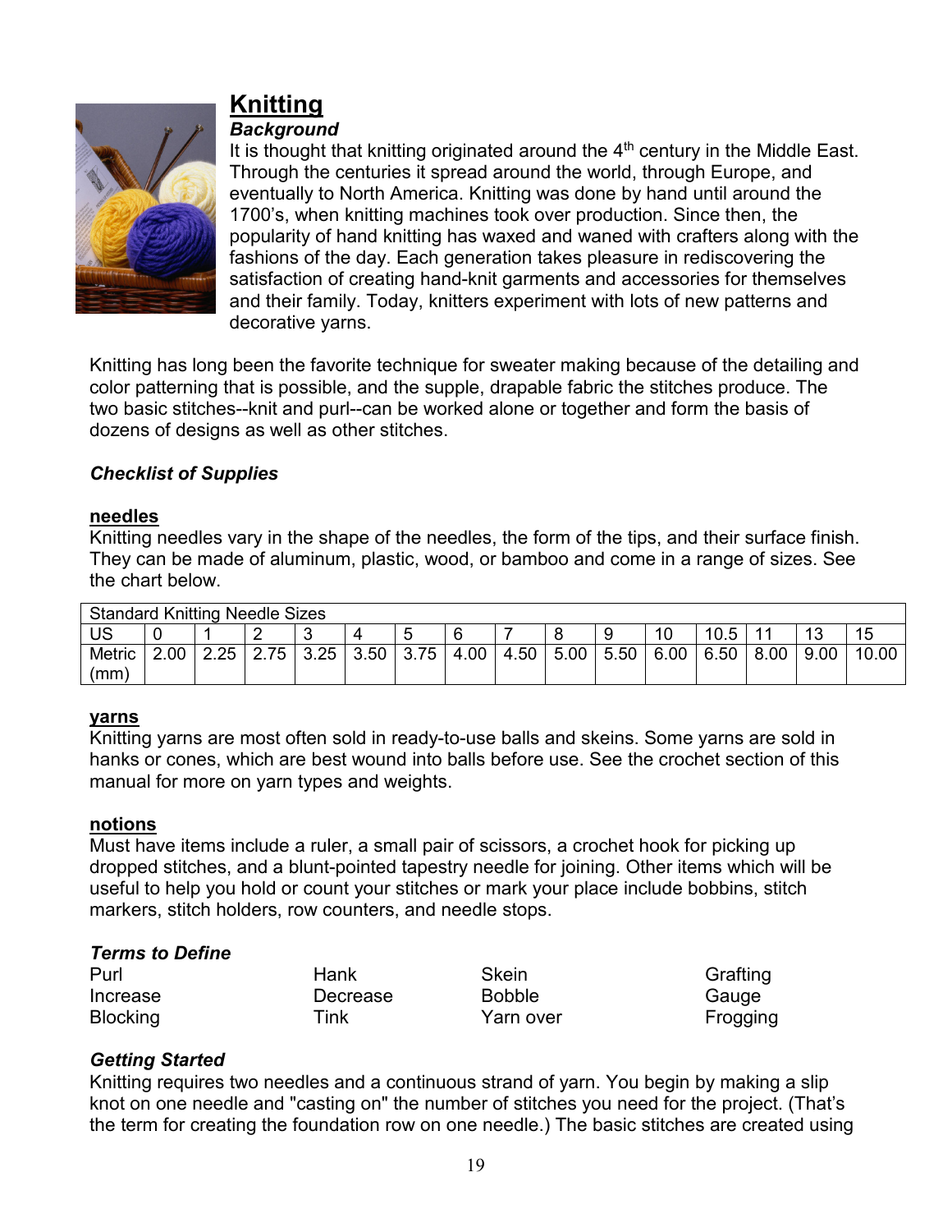# Knitting

### *Background*

It is thought that knitting originated around the 4th century in the Middle East. Through the centuries it spread around the world, through Europe, and eventually to North America. Knitting was done by hand until around the 1700's, when knitting machines took over production. Since then, the popularity of hand knitting has waxed and waned with crafters along with the fashions of the day. Each generation takes pleasure in rediscovering the satisfaction of creating hand-knit garments and accessories for themselves and their family. Today, knitters experiment with lots of new patterns and decorative yarns.

Knitting has long been the favorite technique for sweater making because of the detailing and color patterning that is possible, and the supple, drapable fabric the stitches produce. The two basic stitches--knit and purl--can be worked alone or together and form the basis of dozens of designs as well as other stitches.

### *Checklist of Supplies*

**needles**

Knitting needles vary in the shape of the needles, the form of the tips, and their surface finish. They can be made of aluminum, plastic, wood, or bamboo and come in a range of sizes. See the chart below.

| Standard Knitting Needle Sizes | | | | | | | | | | | | | | | |
|---|---|---|---|---|---|---|---|---|---|---|---|---|---|---|---|
| US | 0 | 1 | 2 | 3 | 4 | 5 | 6 | 7 | 8 | 9 | 10 | 10.5 | 11 | 13 | 15 |
| Metric (mm) | 2.00 | 2.25 | 2.75 | 3.25 | 3.50 | 3.75 | 4.00 | 4.50 | 5.00 | 5.50 | 6.00 | 6.50 | 8.00 | 9.00 | 10.00 |

**yarns**

Knitting yarns are most often sold in ready-to-use balls and skeins. Some yarns are sold in hanks or cones, which are best wound into balls before use. See the crochet section of this manual for more on yarn types and weights.

**notions**

Must have items include a ruler, a small pair of scissors, a crochet hook for picking up dropped stitches, and a blunt-pointed tapestry needle for joining. Other items which will be useful to help you hold or count your stitches or mark your place include bobbins, stitch markers, stitch holders, row counters, and needle stops.

### *Terms to Define*

| | | | |
|---|---|---|---|
| Purl | Hank | Skein | Grafting |
| Increase | Decrease | Bobble | Gauge |
| Blocking | Tink | Yarn over | Frogging |

### *Getting Started*

Knitting requires two needles and a continuous strand of yarn. You begin by making a slip knot on one needle and "casting on" the number of stitches you need for the project. (That's the term for creating the foundation row on one needle.) The basic stitches are created using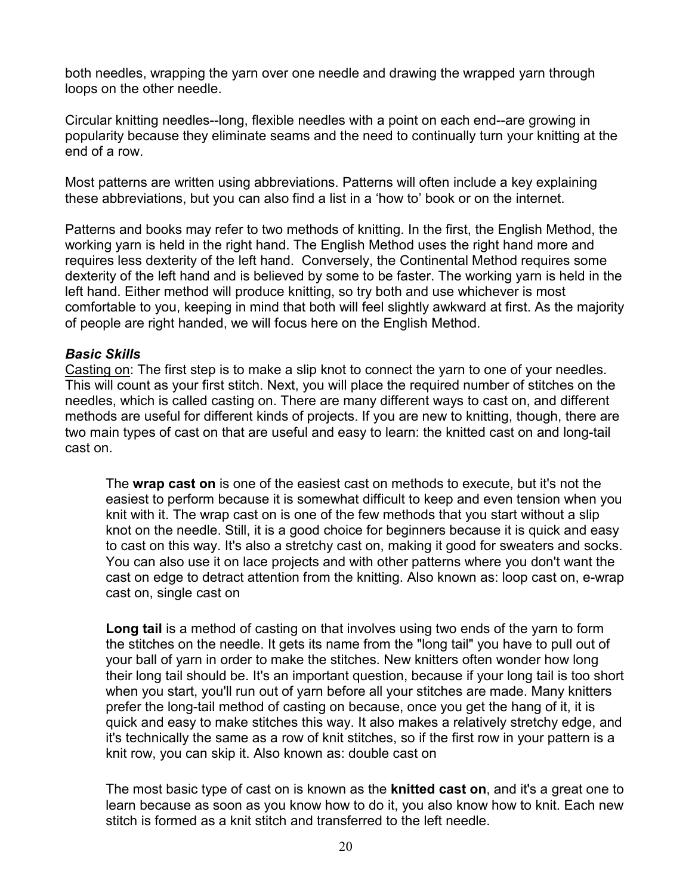both needles, wrapping the yarn over one needle and drawing the wrapped yarn through loops on the other needle.

Circular knitting needles--long, flexible needles with a point on each end--are growing in popularity because they eliminate seams and the need to continually turn your knitting at the end of a row.

Most patterns are written using abbreviations. Patterns will often include a key explaining these abbreviations, but you can also find a list in a 'how to' book or on the internet.

Patterns and books may refer to two methods of knitting. In the first, the English Method, the working yarn is held in the right hand. The English Method uses the right hand more and requires less dexterity of the left hand. Conversely, the Continental Method requires some dexterity of the left hand and is believed by some to be faster. The working yarn is held in the left hand. Either method will produce knitting, so try both and use whichever is most comfortable to you, keeping in mind that both will feel slightly awkward at first. As the majority of people are right handed, we will focus here on the English Method.

***Basic Skills***

Casting on: The first step is to make a slip knot to connect the yarn to one of your needles. This will count as your first stitch. Next, you will place the required number of stitches on the needles, which is called casting on. There are many different ways to cast on, and different methods are useful for different kinds of projects. If you are new to knitting, though, there are two main types of cast on that are useful and easy to learn: the knitted cast on and long-tail cast on.

> The **wrap cast on** is one of the easiest cast on methods to execute, but it's not the easiest to perform because it is somewhat difficult to keep and even tension when you knit with it. The wrap cast on is one of the few methods that you start without a slip knot on the needle. Still, it is a good choice for beginners because it is quick and easy to cast on this way. It's also a stretchy cast on, making it good for sweaters and socks. You can also use it on lace projects and with other patterns where you don't want the cast on edge to detract attention from the knitting. Also known as: loop cast on, e-wrap cast on, single cast on
>
> **Long tail** is a method of casting on that involves using two ends of the yarn to form the stitches on the needle. It gets its name from the "long tail" you have to pull out of your ball of yarn in order to make the stitches. New knitters often wonder how long their long tail should be. It's an important question, because if your long tail is too short when you start, you'll run out of yarn before all your stitches are made. Many knitters prefer the long-tail method of casting on because, once you get the hang of it, it is quick and easy to make stitches this way. It also makes a relatively stretchy edge, and it's technically the same as a row of knit stitches, so if the first row in your pattern is a knit row, you can skip it. Also known as: double cast on
>
> The most basic type of cast on is known as the **knitted cast on**, and it's a great one to learn because as soon as you know how to do it, you also know how to knit. Each new stitch is formed as a knit stitch and transferred to the left needle.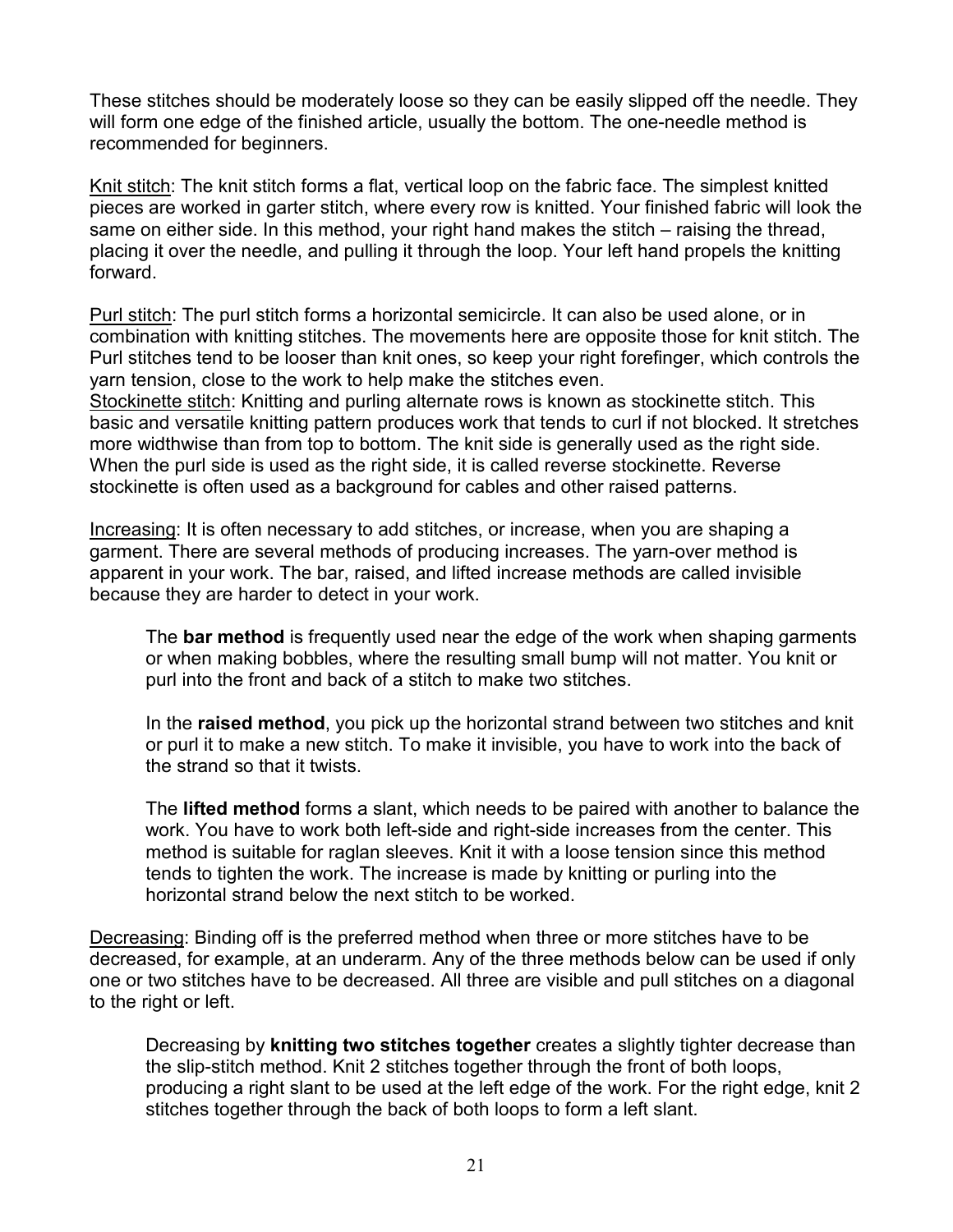These stitches should be moderately loose so they can be easily slipped off the needle. They will form one edge of the finished article, usually the bottom. The one-needle method is recommended for beginners.

<u>Knit stitch</u>: The knit stitch forms a flat, vertical loop on the fabric face. The simplest knitted pieces are worked in garter stitch, where every row is knitted. Your finished fabric will look the same on either side. In this method, your right hand makes the stitch – raising the thread, placing it over the needle, and pulling it through the loop. Your left hand propels the knitting forward.

<u>Purl stitch</u>: The purl stitch forms a horizontal semicircle. It can also be used alone, or in combination with knitting stitches. The movements here are opposite those for knit stitch. The Purl stitches tend to be looser than knit ones, so keep your right forefinger, which controls the yarn tension, close to the work to help make the stitches even.

<u>Stockinette stitch</u>: Knitting and purling alternate rows is known as stockinette stitch. This basic and versatile knitting pattern produces work that tends to curl if not blocked. It stretches more widthwise than from top to bottom. The knit side is generally used as the right side. When the purl side is used as the right side, it is called reverse stockinette. Reverse stockinette is often used as a background for cables and other raised patterns.

<u>Increasing</u>: It is often necessary to add stitches, or increase, when you are shaping a garment. There are several methods of producing increases. The yarn-over method is apparent in your work. The bar, raised, and lifted increase methods are called invisible because they are harder to detect in your work.

> The **bar method** is frequently used near the edge of the work when shaping garments or when making bobbles, where the resulting small bump will not matter. You knit or purl into the front and back of a stitch to make two stitches.
>
> In the **raised method**, you pick up the horizontal strand between two stitches and knit or purl it to make a new stitch. To make it invisible, you have to work into the back of the strand so that it twists.
>
> The **lifted method** forms a slant, which needs to be paired with another to balance the work. You have to work both left-side and right-side increases from the center. This method is suitable for raglan sleeves. Knit it with a loose tension since this method tends to tighten the work. The increase is made by knitting or purling into the horizontal strand below the next stitch to be worked.

<u>Decreasing</u>: Binding off is the preferred method when three or more stitches have to be decreased, for example, at an underarm. Any of the three methods below can be used if only one or two stitches have to be decreased. All three are visible and pull stitches on a diagonal to the right or left.

> Decreasing by **knitting two stitches together** creates a slightly tighter decrease than the slip-stitch method. Knit 2 stitches together through the front of both loops, producing a right slant to be used at the left edge of the work. For the right edge, knit 2 stitches together through the back of both loops to form a left slant.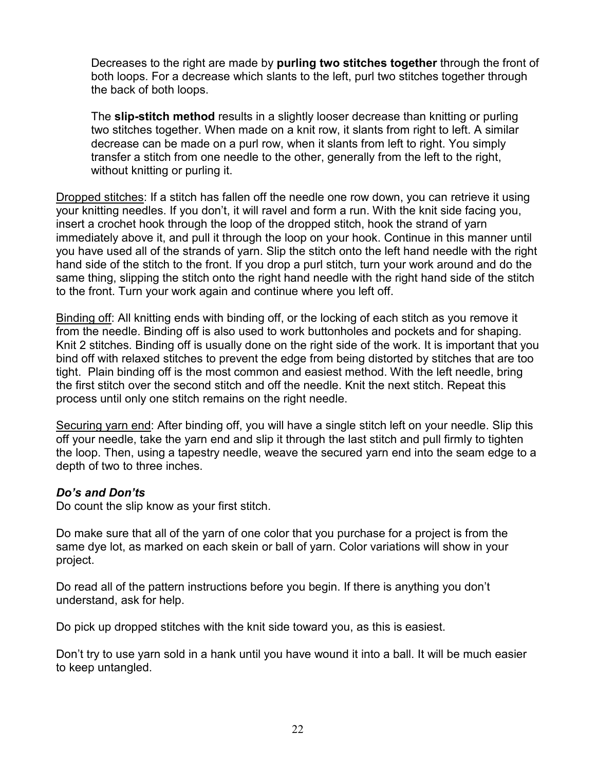Decreases to the right are made by **purling two stitches together** through the front of both loops. For a decrease which slants to the left, purl two stitches together through the back of both loops.

The **slip-stitch method** results in a slightly looser decrease than knitting or purling two stitches together. When made on a knit row, it slants from right to left. A similar decrease can be made on a purl row, when it slants from left to right. You simply transfer a stitch from one needle to the other, generally from the left to the right, without knitting or purling it.

<u>Dropped stitches</u>: If a stitch has fallen off the needle one row down, you can retrieve it using your knitting needles. If you don't, it will ravel and form a run. With the knit side facing you, insert a crochet hook through the loop of the dropped stitch, hook the strand of yarn immediately above it, and pull it through the loop on your hook. Continue in this manner until you have used all of the strands of yarn. Slip the stitch onto the left hand needle with the right hand side of the stitch to the front. If you drop a purl stitch, turn your work around and do the same thing, slipping the stitch onto the right hand needle with the right hand side of the stitch to the front. Turn your work again and continue where you left off.

<u>Binding off</u>: All knitting ends with binding off, or the locking of each stitch as you remove it from the needle. Binding off is also used to work buttonholes and pockets and for shaping. Knit 2 stitches. Binding off is usually done on the right side of the work. It is important that you bind off with relaxed stitches to prevent the edge from being distorted by stitches that are too tight. Plain binding off is the most common and easiest method. With the left needle, bring the first stitch over the second stitch and off the needle. Knit the next stitch. Repeat this process until only one stitch remains on the right needle.

<u>Securing yarn end</u>: After binding off, you will have a single stitch left on your needle. Slip this off your needle, take the yarn end and slip it through the last stitch and pull firmly to tighten the loop. Then, using a tapestry needle, weave the secured yarn end into the seam edge to a depth of two to three inches.

***Do's and Don'ts***

Do count the slip know as your first stitch.

Do make sure that all of the yarn of one color that you purchase for a project is from the same dye lot, as marked on each skein or ball of yarn. Color variations will show in your project.

Do read all of the pattern instructions before you begin. If there is anything you don't understand, ask for help.

Do pick up dropped stitches with the knit side toward you, as this is easiest.

Don't try to use yarn sold in a hank until you have wound it into a ball. It will be much easier to keep untangled.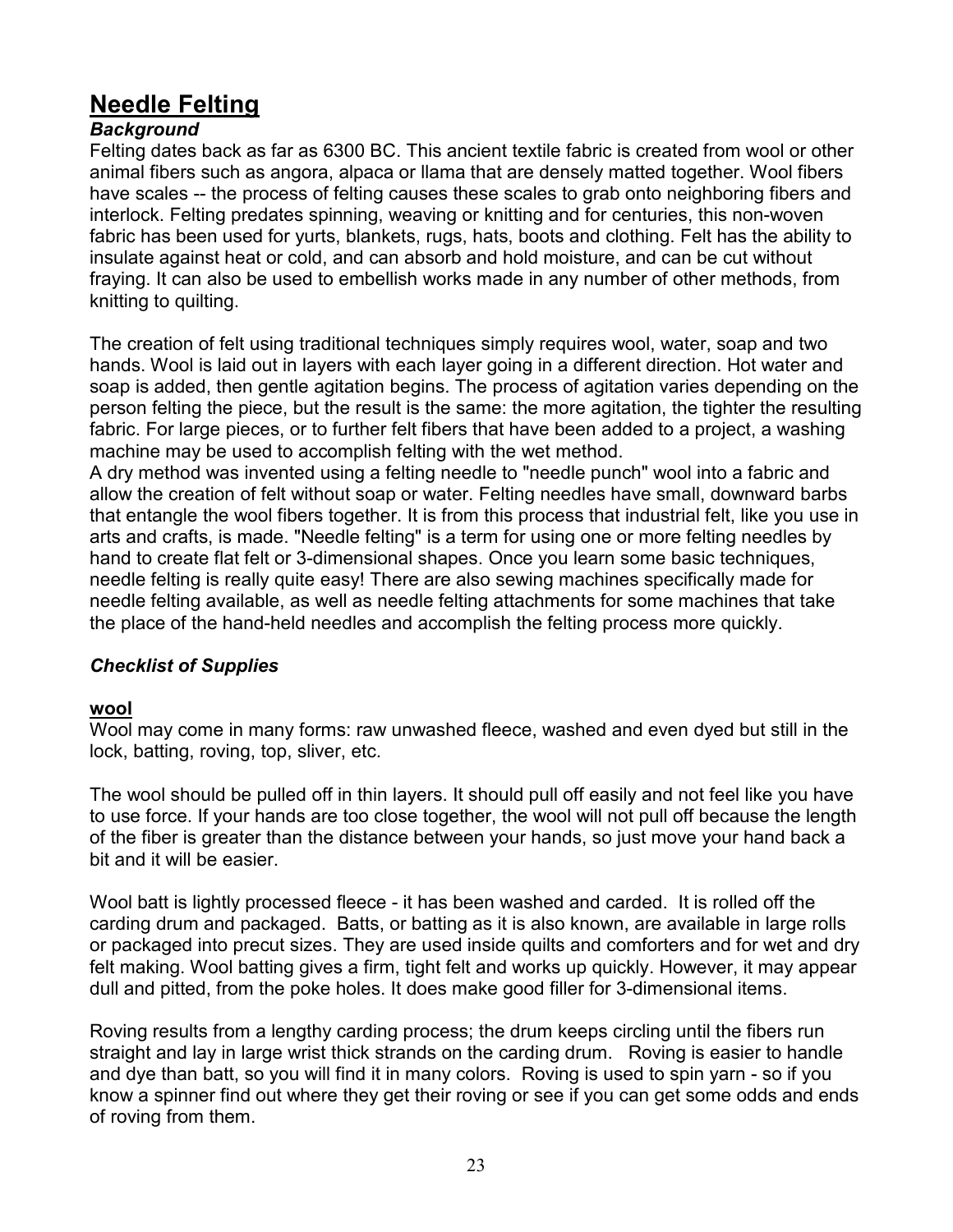# Needle Felting

### *Background*

Felting dates back as far as 6300 BC. This ancient textile fabric is created from wool or other animal fibers such as angora, alpaca or llama that are densely matted together. Wool fibers have scales -- the process of felting causes these scales to grab onto neighboring fibers and interlock. Felting predates spinning, weaving or knitting and for centuries, this non-woven fabric has been used for yurts, blankets, rugs, hats, boots and clothing. Felt has the ability to insulate against heat or cold, and can absorb and hold moisture, and can be cut without fraying. It can also be used to embellish works made in any number of other methods, from knitting to quilting.

The creation of felt using traditional techniques simply requires wool, water, soap and two hands. Wool is laid out in layers with each layer going in a different direction. Hot water and soap is added, then gentle agitation begins. The process of agitation varies depending on the person felting the piece, but the result is the same: the more agitation, the tighter the resulting fabric. For large pieces, or to further felt fibers that have been added to a project, a washing machine may be used to accomplish felting with the wet method.

A dry method was invented using a felting needle to "needle punch" wool into a fabric and allow the creation of felt without soap or water. Felting needles have small, downward barbs that entangle the wool fibers together. It is from this process that industrial felt, like you use in arts and crafts, is made. "Needle felting" is a term for using one or more felting needles by hand to create flat felt or 3-dimensional shapes. Once you learn some basic techniques, needle felting is really quite easy! There are also sewing machines specifically made for needle felting available, as well as needle felting attachments for some machines that take the place of the hand-held needles and accomplish the felting process more quickly.

### *Checklist of Supplies*

#### wool

Wool may come in many forms: raw unwashed fleece, washed and even dyed but still in the lock, batting, roving, top, sliver, etc.

The wool should be pulled off in thin layers. It should pull off easily and not feel like you have to use force. If your hands are too close together, the wool will not pull off because the length of the fiber is greater than the distance between your hands, so just move your hand back a bit and it will be easier.

Wool batt is lightly processed fleece - it has been washed and carded. It is rolled off the carding drum and packaged. Batts, or batting as it is also known, are available in large rolls or packaged into precut sizes. They are used inside quilts and comforters and for wet and dry felt making. Wool batting gives a firm, tight felt and works up quickly. However, it may appear dull and pitted, from the poke holes. It does make good filler for 3-dimensional items.

Roving results from a lengthy carding process; the drum keeps circling until the fibers run straight and lay in large wrist thick strands on the carding drum. Roving is easier to handle and dye than batt, so you will find it in many colors. Roving is used to spin yarn - so if you know a spinner find out where they get their roving or see if you can get some odds and ends of roving from them.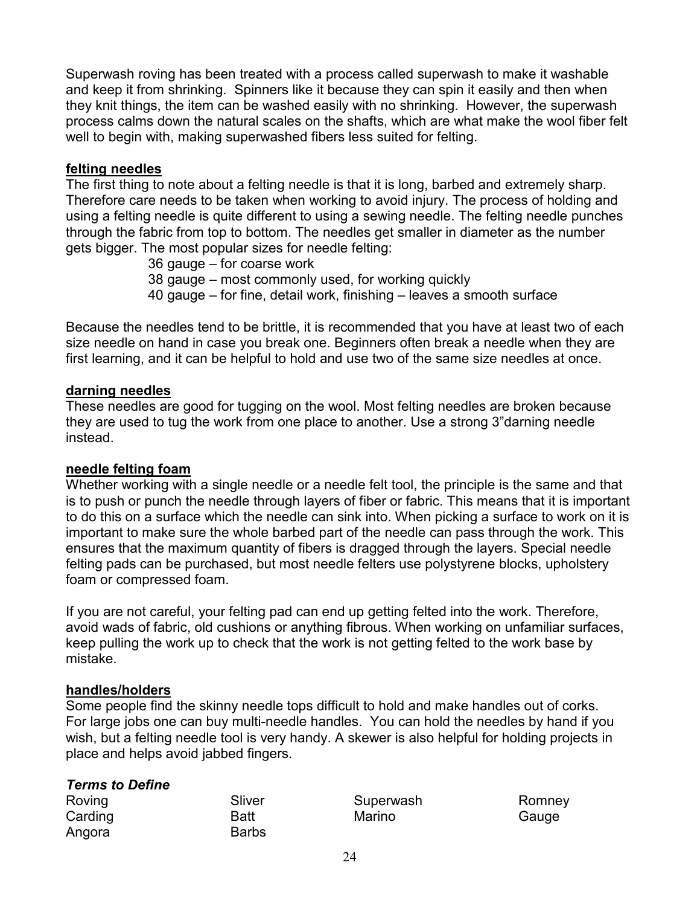Superwash roving has been treated with a process called superwash to make it washable and keep it from shrinking. Spinners like it because they can spin it easily and then when they knit things, the item can be washed easily with no shrinking. However, the superwash process calms down the natural scales on the shafts, which are what make the wool fiber felt well to begin with, making superwashed fibers less suited for felting.

**felting needles**

The first thing to note about a felting needle is that it is long, barbed and extremely sharp. Therefore care needs to be taken when working to avoid injury. The process of holding and using a felting needle is quite different to using a sewing needle. The felting needle punches through the fabric from top to bottom. The needles get smaller in diameter as the number gets bigger. The most popular sizes for needle felting:

- 36 gauge – for coarse work
- 38 gauge – most commonly used, for working quickly
- 40 gauge – for fine, detail work, finishing – leaves a smooth surface

Because the needles tend to be brittle, it is recommended that you have at least two of each size needle on hand in case you break one. Beginners often break a needle when they are first learning, and it can be helpful to hold and use two of the same size needles at once.

**darning needles**

These needles are good for tugging on the wool. Most felting needles are broken because they are used to tug the work from one place to another. Use a strong 3”darning needle instead.

**needle felting foam**

Whether working with a single needle or a needle felt tool, the principle is the same and that is to push or punch the needle through layers of fiber or fabric. This means that it is important to do this on a surface which the needle can sink into. When picking a surface to work on it is important to make sure the whole barbed part of the needle can pass through the work. This ensures that the maximum quantity of fibers is dragged through the layers. Special needle felting pads can be purchased, but most needle felters use polystyrene blocks, upholstery foam or compressed foam.

If you are not careful, your felting pad can end up getting felted into the work. Therefore, avoid wads of fabric, old cushions or anything fibrous. When working on unfamiliar surfaces, keep pulling the work up to check that the work is not getting felted to the work base by mistake.

**handles/holders**

Some people find the skinny needle tops difficult to hold and make handles out of corks. For large jobs one can buy multi-needle handles. You can hold the needles by hand if you wish, but a felting needle tool is very handy. A skewer is also helpful for holding projects in place and helps avoid jabbed fingers.

***Terms to Define***

| | | | |
|---|---|---|---|
| Roving | Sliver | Superwash | Romney |
| Carding | Batt | Marino | Gauge |
| Angora | Barbs | | |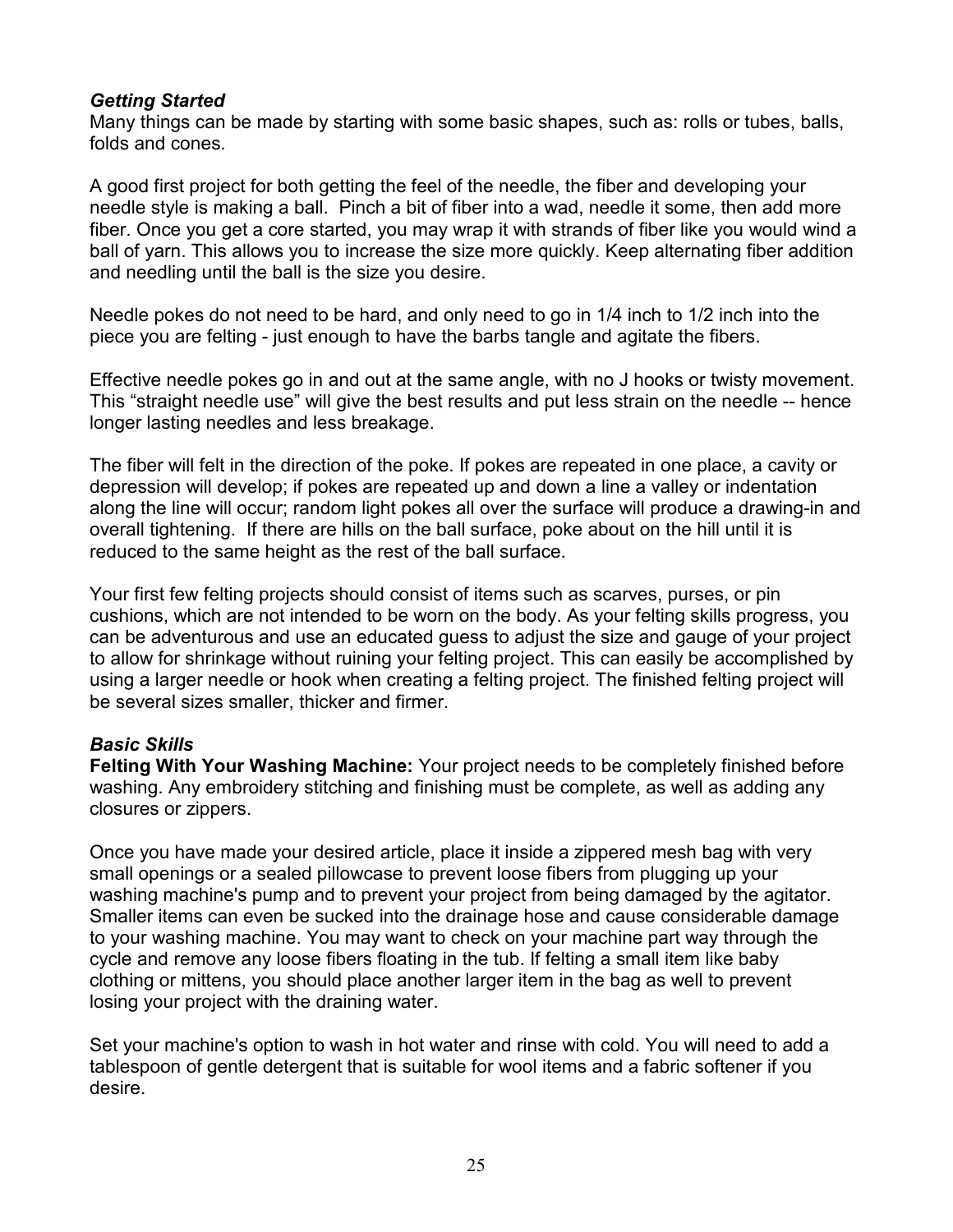***Getting Started***

Many things can be made by starting with some basic shapes, such as: rolls or tubes, balls, folds and cones.

A good first project for both getting the feel of the needle, the fiber and developing your needle style is making a ball. Pinch a bit of fiber into a wad, needle it some, then add more fiber. Once you get a core started, you may wrap it with strands of fiber like you would wind a ball of yarn. This allows you to increase the size more quickly. Keep alternating fiber addition and needling until the ball is the size you desire.

Needle pokes do not need to be hard, and only need to go in 1/4 inch to 1/2 inch into the piece you are felting - just enough to have the barbs tangle and agitate the fibers.

Effective needle pokes go in and out at the same angle, with no J hooks or twisty movement. This “straight needle use” will give the best results and put less strain on the needle -- hence longer lasting needles and less breakage.

The fiber will felt in the direction of the poke. If pokes are repeated in one place, a cavity or depression will develop; if pokes are repeated up and down a line a valley or indentation along the line will occur; random light pokes all over the surface will produce a drawing-in and overall tightening. If there are hills on the ball surface, poke about on the hill until it is reduced to the same height as the rest of the ball surface.

Your first few felting projects should consist of items such as scarves, purses, or pin cushions, which are not intended to be worn on the body. As your felting skills progress, you can be adventurous and use an educated guess to adjust the size and gauge of your project to allow for shrinkage without ruining your felting project. This can easily be accomplished by using a larger needle or hook when creating a felting project. The finished felting project will be several sizes smaller, thicker and firmer.

***Basic Skills***

**Felting With Your Washing Machine:** Your project needs to be completely finished before washing. Any embroidery stitching and finishing must be complete, as well as adding any closures or zippers.

Once you have made your desired article, place it inside a zippered mesh bag with very small openings or a sealed pillowcase to prevent loose fibers from plugging up your washing machine's pump and to prevent your project from being damaged by the agitator. Smaller items can even be sucked into the drainage hose and cause considerable damage to your washing machine. You may want to check on your machine part way through the cycle and remove any loose fibers floating in the tub. If felting a small item like baby clothing or mittens, you should place another larger item in the bag as well to prevent losing your project with the draining water.

Set your machine's option to wash in hot water and rinse with cold. You will need to add a tablespoon of gentle detergent that is suitable for wool items and a fabric softener if you desire.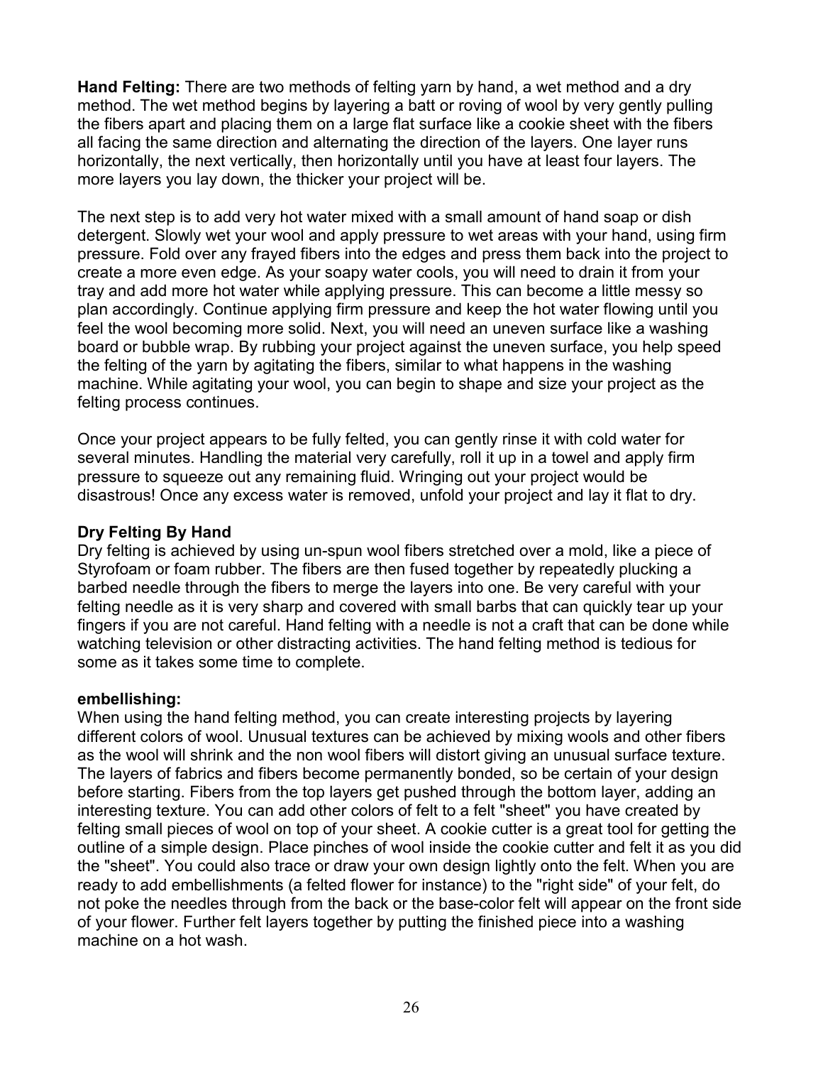**Hand Felting:** There are two methods of felting yarn by hand, a wet method and a dry method. The wet method begins by layering a batt or roving of wool by very gently pulling the fibers apart and placing them on a large flat surface like a cookie sheet with the fibers all facing the same direction and alternating the direction of the layers. One layer runs horizontally, the next vertically, then horizontally until you have at least four layers. The more layers you lay down, the thicker your project will be.

The next step is to add very hot water mixed with a small amount of hand soap or dish detergent. Slowly wet your wool and apply pressure to wet areas with your hand, using firm pressure. Fold over any frayed fibers into the edges and press them back into the project to create a more even edge. As your soapy water cools, you will need to drain it from your tray and add more hot water while applying pressure. This can become a little messy so plan accordingly. Continue applying firm pressure and keep the hot water flowing until you feel the wool becoming more solid. Next, you will need an uneven surface like a washing board or bubble wrap. By rubbing your project against the uneven surface, you help speed the felting of the yarn by agitating the fibers, similar to what happens in the washing machine. While agitating your wool, you can begin to shape and size your project as the felting process continues.

Once your project appears to be fully felted, you can gently rinse it with cold water for several minutes. Handling the material very carefully, roll it up in a towel and apply firm pressure to squeeze out any remaining fluid. Wringing out your project would be disastrous! Once any excess water is removed, unfold your project and lay it flat to dry.

**Dry Felting By Hand**

Dry felting is achieved by using un-spun wool fibers stretched over a mold, like a piece of Styrofoam or foam rubber. The fibers are then fused together by repeatedly plucking a barbed needle through the fibers to merge the layers into one. Be very careful with your felting needle as it is very sharp and covered with small barbs that can quickly tear up your fingers if you are not careful. Hand felting with a needle is not a craft that can be done while watching television or other distracting activities. The hand felting method is tedious for some as it takes some time to complete.

**embellishing:**

When using the hand felting method, you can create interesting projects by layering different colors of wool. Unusual textures can be achieved by mixing wools and other fibers as the wool will shrink and the non wool fibers will distort giving an unusual surface texture. The layers of fabrics and fibers become permanently bonded, so be certain of your design before starting. Fibers from the top layers get pushed through the bottom layer, adding an interesting texture. You can add other colors of felt to a felt "sheet" you have created by felting small pieces of wool on top of your sheet. A cookie cutter is a great tool for getting the outline of a simple design. Place pinches of wool inside the cookie cutter and felt it as you did the "sheet". You could also trace or draw your own design lightly onto the felt. When you are ready to add embellishments (a felted flower for instance) to the "right side" of your felt, do not poke the needles through from the back or the base-color felt will appear on the front side of your flower. Further felt layers together by putting the finished piece into a washing machine on a hot wash.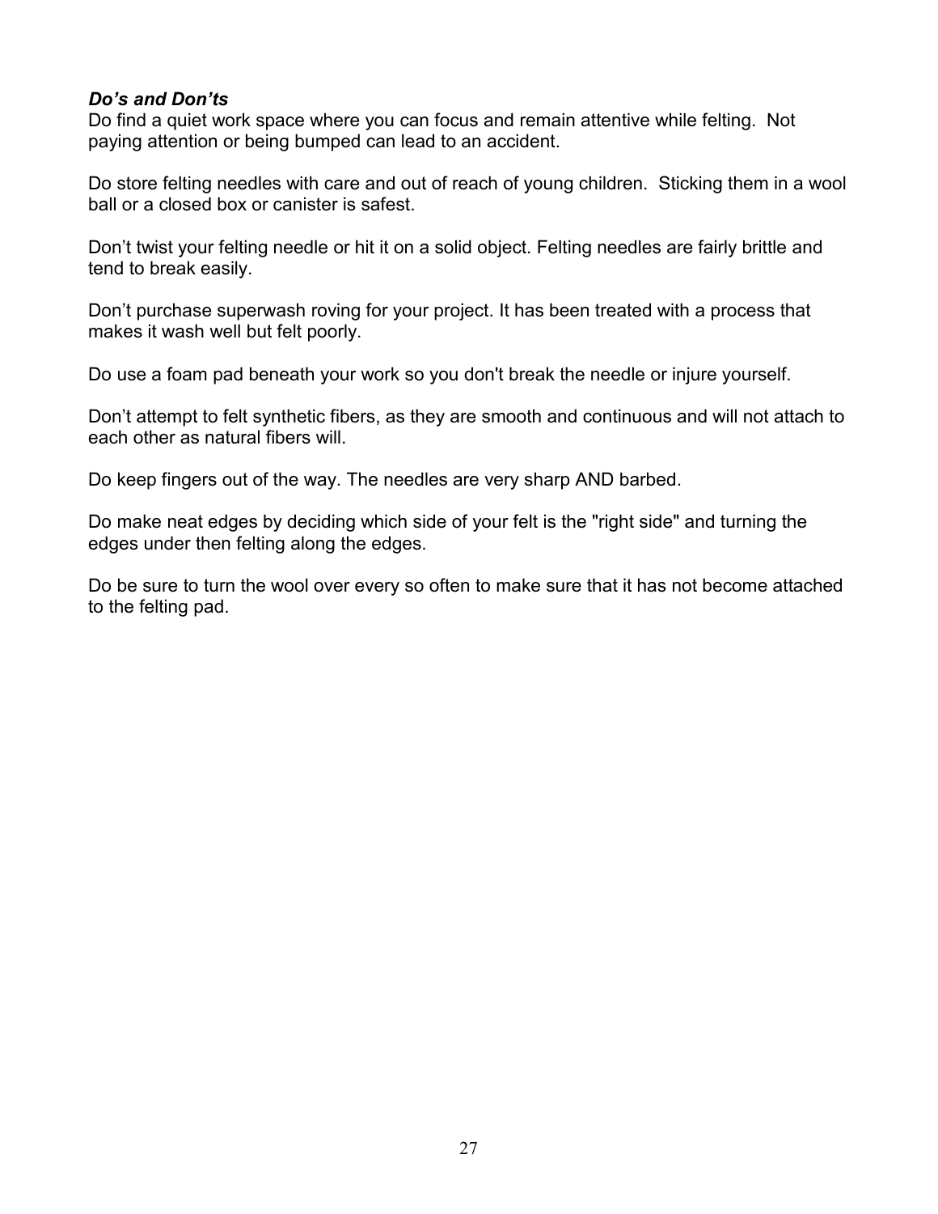***Do's and Don'ts***

Do find a quiet work space where you can focus and remain attentive while felting. Not paying attention or being bumped can lead to an accident.

Do store felting needles with care and out of reach of young children. Sticking them in a wool ball or a closed box or canister is safest.

Don't twist your felting needle or hit it on a solid object. Felting needles are fairly brittle and tend to break easily.

Don't purchase superwash roving for your project. It has been treated with a process that makes it wash well but felt poorly.

Do use a foam pad beneath your work so you don't break the needle or injure yourself.

Don't attempt to felt synthetic fibers, as they are smooth and continuous and will not attach to each other as natural fibers will.

Do keep fingers out of the way. The needles are very sharp AND barbed.

Do make neat edges by deciding which side of your felt is the "right side" and turning the edges under then felting along the edges.

Do be sure to turn the wool over every so often to make sure that it has not become attached to the felting pad.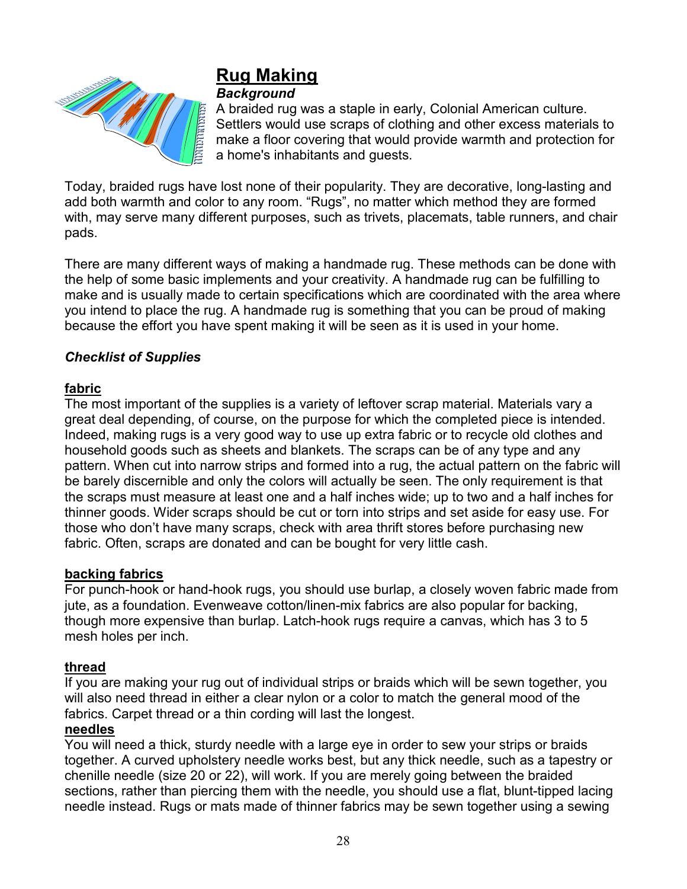# Rug Making

### *Background*

A braided rug was a staple in early, Colonial American culture. Settlers would use scraps of clothing and other excess materials to make a floor covering that would provide warmth and protection for a home's inhabitants and guests.

Today, braided rugs have lost none of their popularity. They are decorative, long-lasting and add both warmth and color to any room. "Rugs", no matter which method they are formed with, may serve many different purposes, such as trivets, placemats, table runners, and chair pads.

There are many different ways of making a handmade rug. These methods can be done with the help of some basic implements and your creativity. A handmade rug can be fulfilling to make and is usually made to certain specifications which are coordinated with the area where you intend to place the rug. A handmade rug is something that you can be proud of making because the effort you have spent making it will be seen as it is used in your home.

### *Checklist of Supplies*

**fabric**

The most important of the supplies is a variety of leftover scrap material. Materials vary a great deal depending, of course, on the purpose for which the completed piece is intended. Indeed, making rugs is a very good way to use up extra fabric or to recycle old clothes and household goods such as sheets and blankets. The scraps can be of any type and any pattern. When cut into narrow strips and formed into a rug, the actual pattern on the fabric will be barely discernible and only the colors will actually be seen. The only requirement is that the scraps must measure at least one and a half inches wide; up to two and a half inches for thinner goods. Wider scraps should be cut or torn into strips and set aside for easy use. For those who don't have many scraps, check with area thrift stores before purchasing new fabric. Often, scraps are donated and can be bought for very little cash.

**backing fabrics**

For punch-hook or hand-hook rugs, you should use burlap, a closely woven fabric made from jute, as a foundation. Evenweave cotton/linen-mix fabrics are also popular for backing, though more expensive than burlap. Latch-hook rugs require a canvas, which has 3 to 5 mesh holes per inch.

**thread**

If you are making your rug out of individual strips or braids which will be sewn together, you will also need thread in either a clear nylon or a color to match the general mood of the fabrics. Carpet thread or a thin cording will last the longest.

**needles**

You will need a thick, sturdy needle with a large eye in order to sew your strips or braids together. A curved upholstery needle works best, but any thick needle, such as a tapestry or chenille needle (size 20 or 22), will work. If you are merely going between the braided sections, rather than piercing them with the needle, you should use a flat, blunt-tipped lacing needle instead. Rugs or mats made of thinner fabrics may be sewn together using a sewing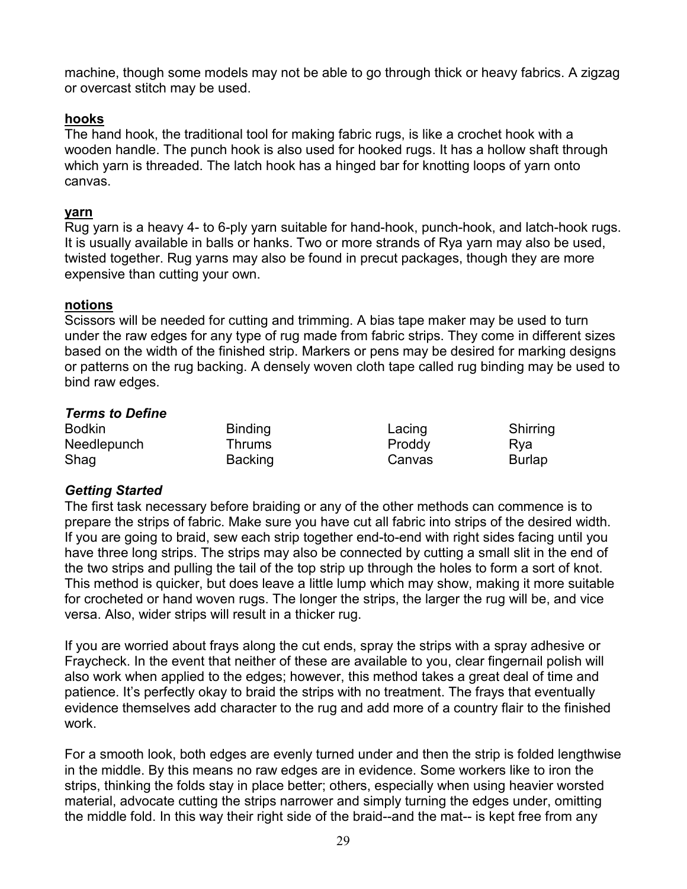machine, though some models may not be able to go through thick or heavy fabrics. A zigzag or overcast stitch may be used.

**hooks**
The hand hook, the traditional tool for making fabric rugs, is like a crochet hook with a wooden handle. The punch hook is also used for hooked rugs. It has a hollow shaft through which yarn is threaded. The latch hook has a hinged bar for knotting loops of yarn onto canvas.

**yarn**
Rug yarn is a heavy 4- to 6-ply yarn suitable for hand-hook, punch-hook, and latch-hook rugs. It is usually available in balls or hanks. Two or more strands of Rya yarn may also be used, twisted together. Rug yarns may also be found in precut packages, though they are more expensive than cutting your own.

**notions**
Scissors will be needed for cutting and trimming. A bias tape maker may be used to turn under the raw edges for any type of rug made from fabric strips. They come in different sizes based on the width of the finished strip. Markers or pens may be desired for marking designs or patterns on the rug backing. A densely woven cloth tape called rug binding may be used to bind raw edges.

***Terms to Define***

| | | | |
|---|---|---|---|
| Bodkin | Binding | Lacing | Shirring |
| Needlepunch | Thrums | Proddy | Rya |
| Shag | Backing | Canvas | Burlap |

***Getting Started***
The first task necessary before braiding or any of the other methods can commence is to prepare the strips of fabric. Make sure you have cut all fabric into strips of the desired width. If you are going to braid, sew each strip together end-to-end with right sides facing until you have three long strips. The strips may also be connected by cutting a small slit in the end of the two strips and pulling the tail of the top strip up through the holes to form a sort of knot. This method is quicker, but does leave a little lump which may show, making it more suitable for crocheted or hand woven rugs. The longer the strips, the larger the rug will be, and vice versa. Also, wider strips will result in a thicker rug.

If you are worried about frays along the cut ends, spray the strips with a spray adhesive or Fraycheck. In the event that neither of these are available to you, clear fingernail polish will also work when applied to the edges; however, this method takes a great deal of time and patience. It's perfectly okay to braid the strips with no treatment. The frays that eventually evidence themselves add character to the rug and add more of a country flair to the finished work.

For a smooth look, both edges are evenly turned under and then the strip is folded lengthwise in the middle. By this means no raw edges are in evidence. Some workers like to iron the strips, thinking the folds stay in place better; others, especially when using heavier worsted material, advocate cutting the strips narrower and simply turning the edges under, omitting the middle fold. In this way their right side of the braid--and the mat-- is kept free from any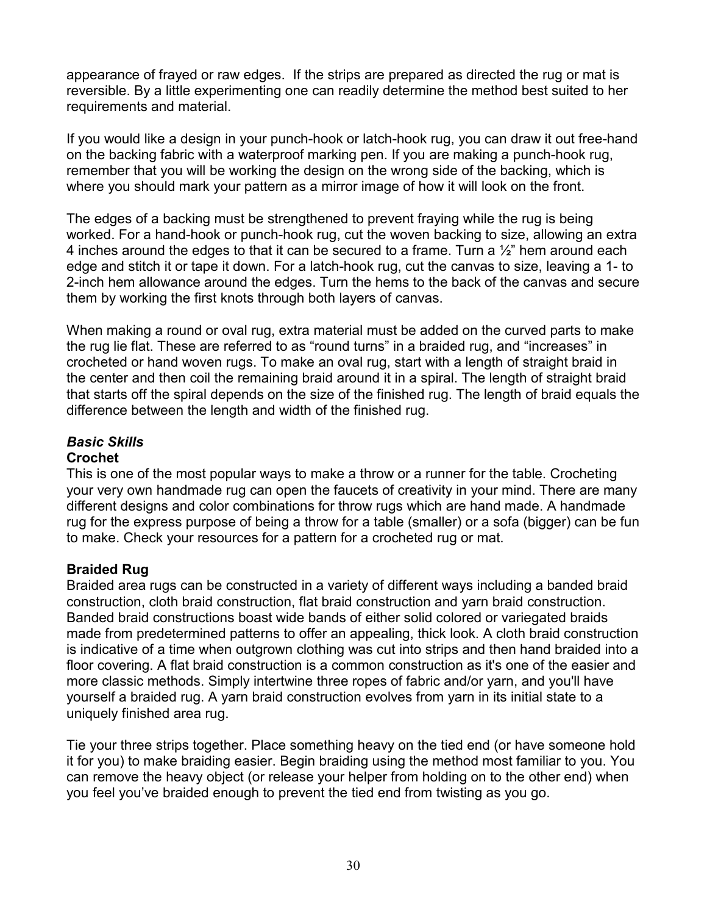appearance of frayed or raw edges. If the strips are prepared as directed the rug or mat is reversible. By a little experimenting one can readily determine the method best suited to her requirements and material.

If you would like a design in your punch-hook or latch-hook rug, you can draw it out free-hand on the backing fabric with a waterproof marking pen. If you are making a punch-hook rug, remember that you will be working the design on the wrong side of the backing, which is where you should mark your pattern as a mirror image of how it will look on the front.

The edges of a backing must be strengthened to prevent fraying while the rug is being worked. For a hand-hook or punch-hook rug, cut the woven backing to size, allowing an extra 4 inches around the edges to that it can be secured to a frame. Turn a ½" hem around each edge and stitch it or tape it down. For a latch-hook rug, cut the canvas to size, leaving a 1- to 2-inch hem allowance around the edges. Turn the hems to the back of the canvas and secure them by working the first knots through both layers of canvas.

When making a round or oval rug, extra material must be added on the curved parts to make the rug lie flat. These are referred to as "round turns" in a braided rug, and "increases" in crocheted or hand woven rugs. To make an oval rug, start with a length of straight braid in the center and then coil the remaining braid around it in a spiral. The length of straight braid that starts off the spiral depends on the size of the finished rug. The length of braid equals the difference between the length and width of the finished rug.

### *Basic Skills*

#### Crochet

This is one of the most popular ways to make a throw or a runner for the table. Crocheting your very own handmade rug can open the faucets of creativity in your mind. There are many different designs and color combinations for throw rugs which are hand made. A handmade rug for the express purpose of being a throw for a table (smaller) or a sofa (bigger) can be fun to make. Check your resources for a pattern for a crocheted rug or mat.

#### Braided Rug

Braided area rugs can be constructed in a variety of different ways including a banded braid construction, cloth braid construction, flat braid construction and yarn braid construction. Banded braid constructions boast wide bands of either solid colored or variegated braids made from predetermined patterns to offer an appealing, thick look. A cloth braid construction is indicative of a time when outgrown clothing was cut into strips and then hand braided into a floor covering. A flat braid construction is a common construction as it's one of the easier and more classic methods. Simply intertwine three ropes of fabric and/or yarn, and you'll have yourself a braided rug. A yarn braid construction evolves from yarn in its initial state to a uniquely finished area rug.

Tie your three strips together. Place something heavy on the tied end (or have someone hold it for you) to make braiding easier. Begin braiding using the method most familiar to you. You can remove the heavy object (or release your helper from holding on to the other end) when you feel you've braided enough to prevent the tied end from twisting as you go.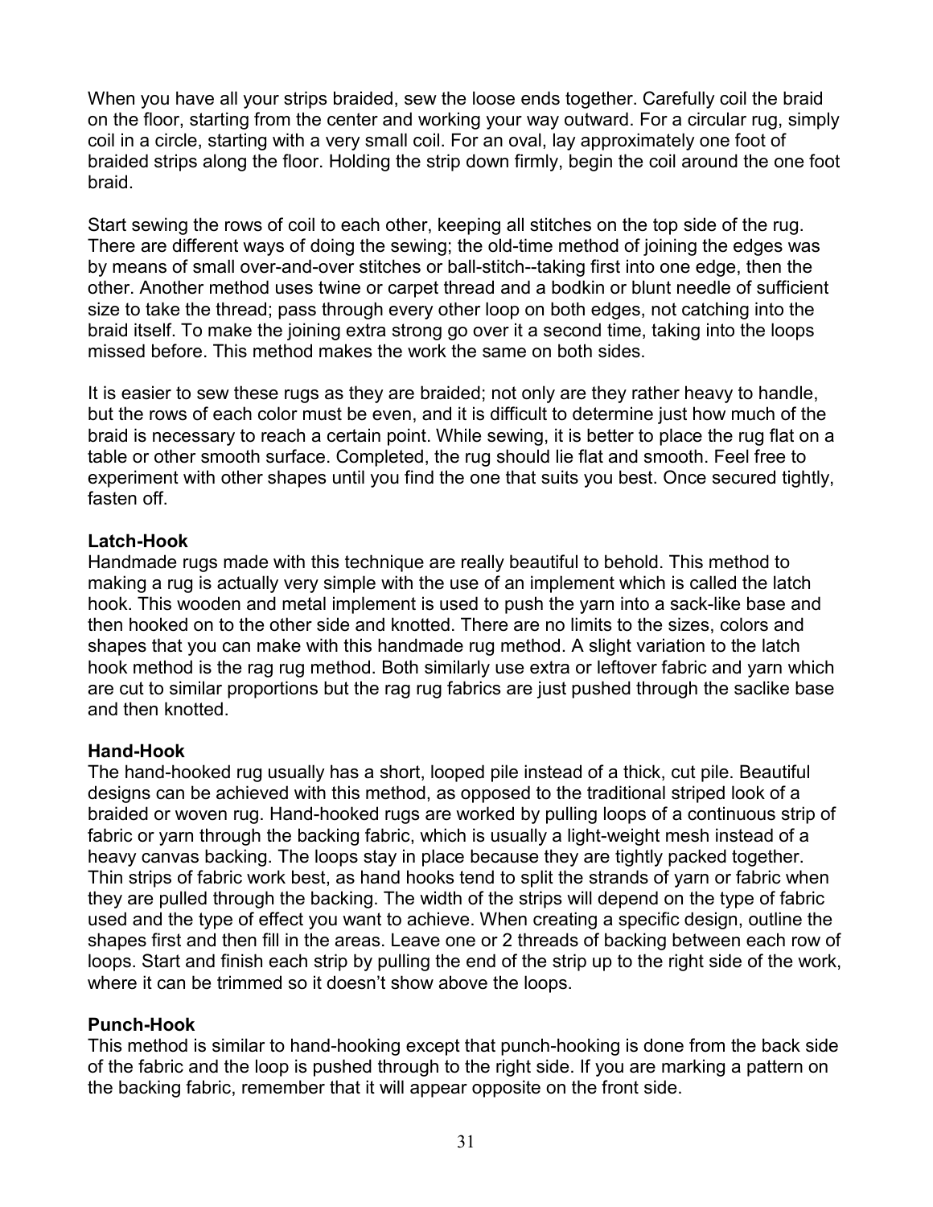When you have all your strips braided, sew the loose ends together. Carefully coil the braid on the floor, starting from the center and working your way outward. For a circular rug, simply coil in a circle, starting with a very small coil. For an oval, lay approximately one foot of braided strips along the floor. Holding the strip down firmly, begin the coil around the one foot braid.

Start sewing the rows of coil to each other, keeping all stitches on the top side of the rug. There are different ways of doing the sewing; the old-time method of joining the edges was by means of small over-and-over stitches or ball-stitch--taking first into one edge, then the other. Another method uses twine or carpet thread and a bodkin or blunt needle of sufficient size to take the thread; pass through every other loop on both edges, not catching into the braid itself. To make the joining extra strong go over it a second time, taking into the loops missed before. This method makes the work the same on both sides.

It is easier to sew these rugs as they are braided; not only are they rather heavy to handle, but the rows of each color must be even, and it is difficult to determine just how much of the braid is necessary to reach a certain point. While sewing, it is better to place the rug flat on a table or other smooth surface. Completed, the rug should lie flat and smooth. Feel free to experiment with other shapes until you find the one that suits you best. Once secured tightly, fasten off.

**Latch-Hook**
Handmade rugs made with this technique are really beautiful to behold. This method to making a rug is actually very simple with the use of an implement which is called the latch hook. This wooden and metal implement is used to push the yarn into a sack-like base and then hooked on to the other side and knotted. There are no limits to the sizes, colors and shapes that you can make with this handmade rug method. A slight variation to the latch hook method is the rag rug method. Both similarly use extra or leftover fabric and yarn which are cut to similar proportions but the rag rug fabrics are just pushed through the saclike base and then knotted.

**Hand-Hook**
The hand-hooked rug usually has a short, looped pile instead of a thick, cut pile. Beautiful designs can be achieved with this method, as opposed to the traditional striped look of a braided or woven rug. Hand-hooked rugs are worked by pulling loops of a continuous strip of fabric or yarn through the backing fabric, which is usually a light-weight mesh instead of a heavy canvas backing. The loops stay in place because they are tightly packed together. Thin strips of fabric work best, as hand hooks tend to split the strands of yarn or fabric when they are pulled through the backing. The width of the strips will depend on the type of fabric used and the type of effect you want to achieve. When creating a specific design, outline the shapes first and then fill in the areas. Leave one or 2 threads of backing between each row of loops. Start and finish each strip by pulling the end of the strip up to the right side of the work, where it can be trimmed so it doesn't show above the loops.

**Punch-Hook**
This method is similar to hand-hooking except that punch-hooking is done from the back side of the fabric and the loop is pushed through to the right side. If you are marking a pattern on the backing fabric, remember that it will appear opposite on the front side.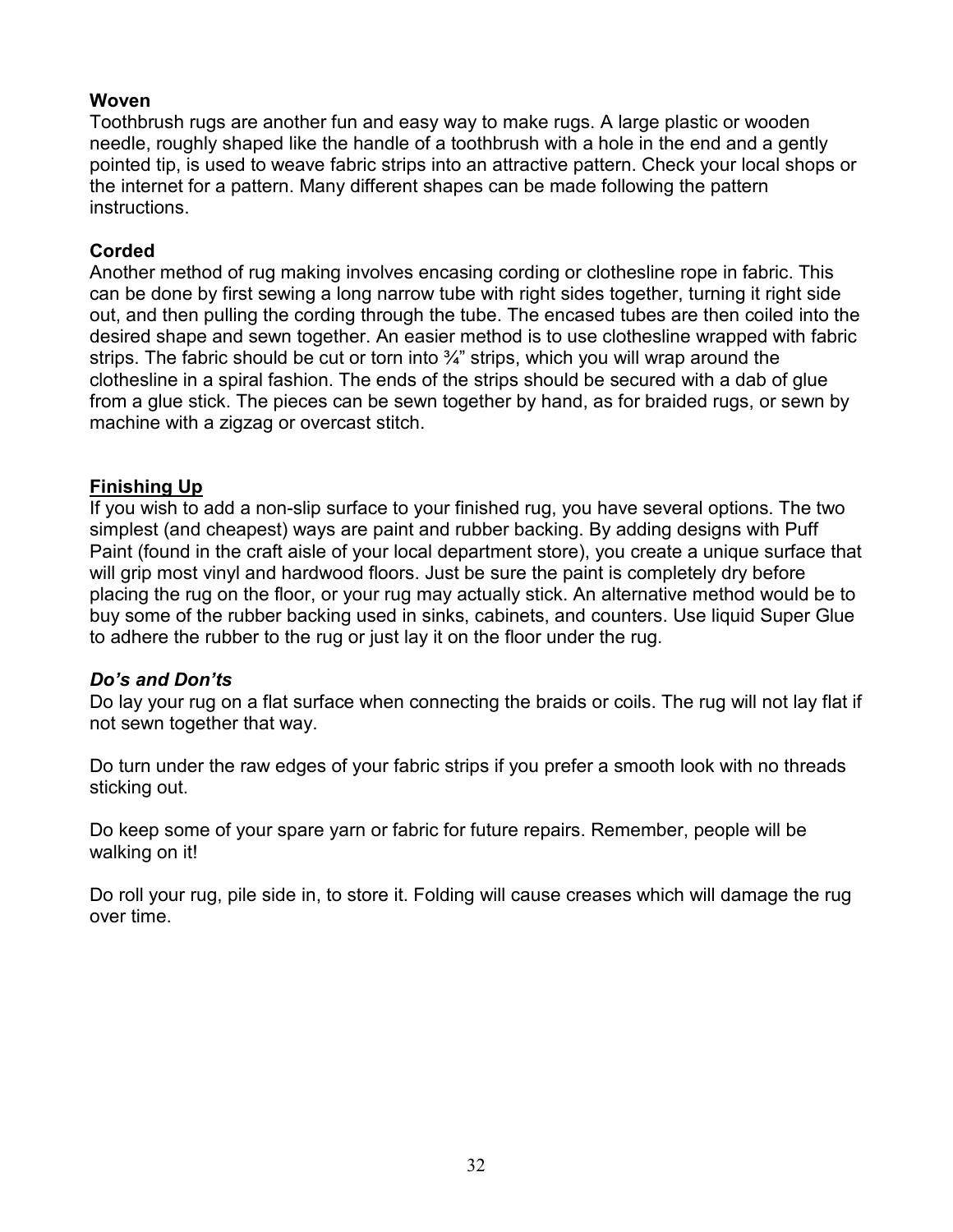**Woven**

Toothbrush rugs are another fun and easy way to make rugs. A large plastic or wooden needle, roughly shaped like the handle of a toothbrush with a hole in the end and a gently pointed tip, is used to weave fabric strips into an attractive pattern. Check your local shops or the internet for a pattern. Many different shapes can be made following the pattern instructions.

**Corded**

Another method of rug making involves encasing cording or clothesline rope in fabric. This can be done by first sewing a long narrow tube with right sides together, turning it right side out, and then pulling the cording through the tube. The encased tubes are then coiled into the desired shape and sewn together. An easier method is to use clothesline wrapped with fabric strips. The fabric should be cut or torn into ¾" strips, which you will wrap around the clothesline in a spiral fashion. The ends of the strips should be secured with a dab of glue from a glue stick. The pieces can be sewn together by hand, as for braided rugs, or sewn by machine with a zigzag or overcast stitch.

## <u>Finishing Up</u>

If you wish to add a non-slip surface to your finished rug, you have several options. The two simplest (and cheapest) ways are paint and rubber backing. By adding designs with Puff Paint (found in the craft aisle of your local department store), you create a unique surface that will grip most vinyl and hardwood floors. Just be sure the paint is completely dry before placing the rug on the floor, or your rug may actually stick. An alternative method would be to buy some of the rubber backing used in sinks, cabinets, and counters. Use liquid Super Glue to adhere the rubber to the rug or just lay it on the floor under the rug.

***Do's and Don'ts***

Do lay your rug on a flat surface when connecting the braids or coils. The rug will not lay flat if not sewn together that way.

Do turn under the raw edges of your fabric strips if you prefer a smooth look with no threads sticking out.

Do keep some of your spare yarn or fabric for future repairs. Remember, people will be walking on it!

Do roll your rug, pile side in, to store it. Folding will cause creases which will damage the rug over time.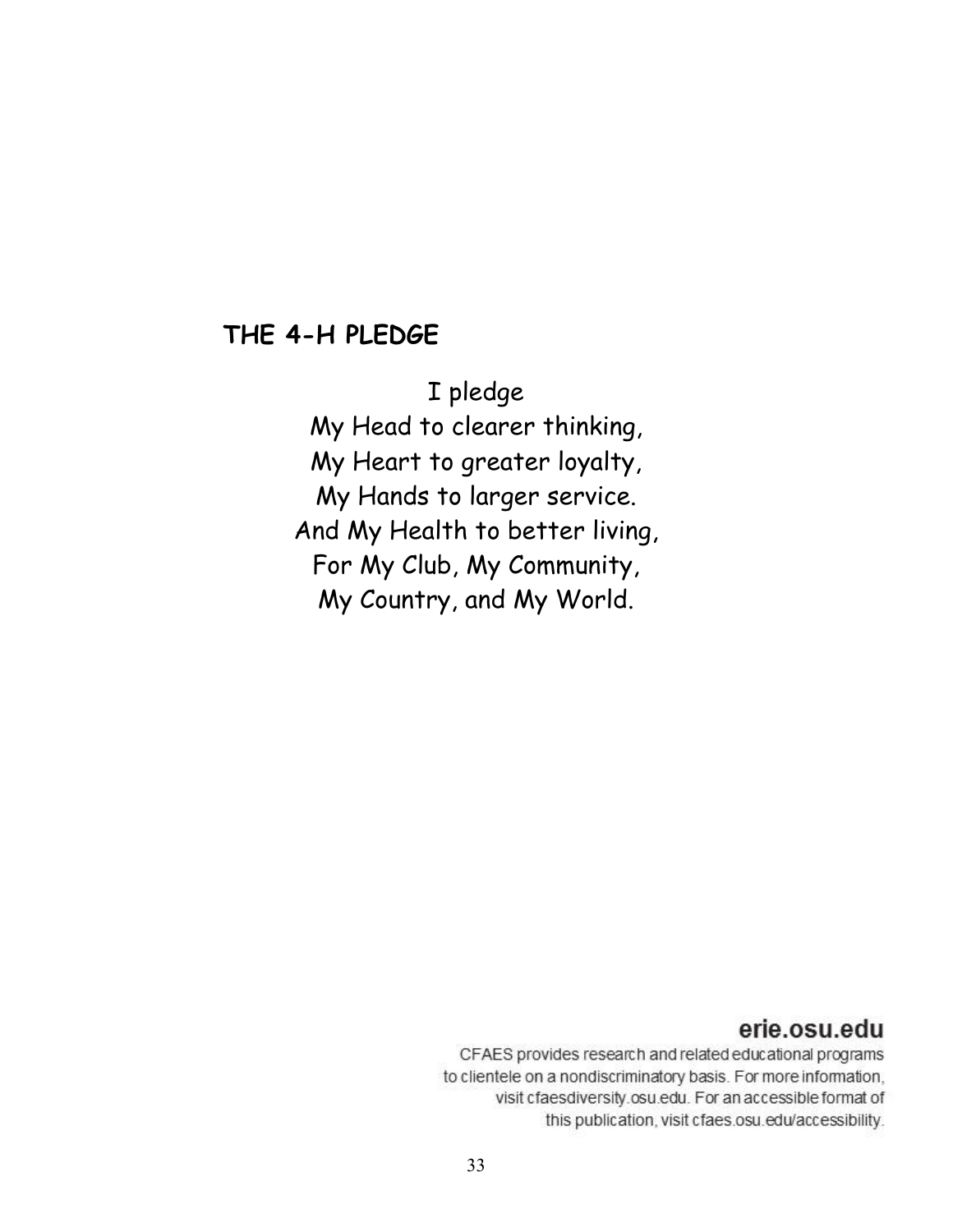## THE 4-H PLEDGE

I pledge
My Head to clearer thinking,
My Heart to greater loyalty,
My Hands to larger service.
And My Health to better living,
For My Club, My Community,
My Country, and My World.

**erie.osu.edu**

CFAES provides research and related educational programs to clientele on a nondiscriminatory basis. For more information, visit cfaesdiversity.osu.edu. For an accessible format of this publication, visit cfaes.osu.edu/accessibility.